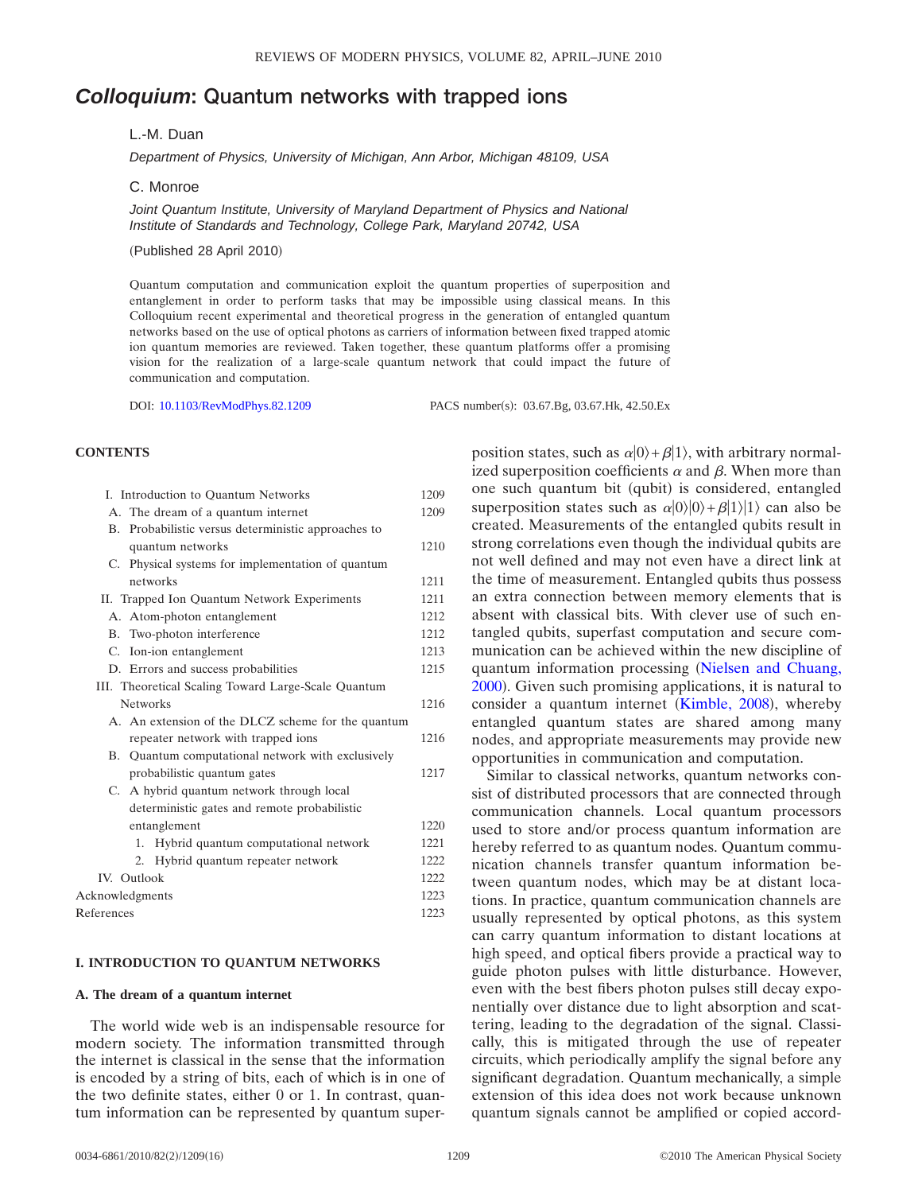# *Colloquium*: Quantum networks with trapped ions

L.-M. Duan

*Department of Physics, University of Michigan, Ann Arbor, Michigan 48109, USA*

C. Monroe

*Joint Quantum Institute, University of Maryland Department of Physics and National Institute of Standards and Technology, College Park, Maryland 20742, USA*

(Published 28 April 2010)

Quantum computation and communication exploit the quantum properties of superposition and entanglement in order to perform tasks that may be impossible using classical means. In this Colloquium recent experimental and theoretical progress in the generation of entangled quantum networks based on the use of optical photons as carriers of information between fixed trapped atomic ion quantum memories are reviewed. Taken together, these quantum platforms offer a promising vision for the realization of a large-scale quantum network that could impact the future of communication and computation.

DOI: 10.1103/RevModPhys.82.1209 PACS number(s): 03.67.Bg, 03.67.Hk, 42.50.Ex

**CONTENTS**

| | |
|---|---|
| I. Introduction to Quantum Networks | 1209 |
| A. The dream of a quantum internet | 1209 |
| B. Probabilistic versus deterministic approaches to quantum networks | 1210 |
| C. Physical systems for implementation of quantum networks | 1211 |
| II. Trapped Ion Quantum Network Experiments | 1211 |
| A. Atom-photon entanglement | 1212 |
| B. Two-photon interference | 1212 |
| C. Ion-ion entanglement | 1213 |
| D. Errors and success probabilities | 1215 |
| III. Theoretical Scaling Toward Large-Scale Quantum Networks | 1216 |
| A. An extension of the DLCZ scheme for the quantum repeater network with trapped ions | 1216 |
| B. Quantum computational network with exclusively probabilistic quantum gates | 1217 |
| C. A hybrid quantum network through local deterministic gates and remote probabilistic entanglement | 1220 |
| 1. Hybrid quantum computational network | 1221 |
| 2. Hybrid quantum repeater network | 1222 |
| IV. Outlook | 1222 |
| Acknowledgments | 1223 |
| References | 1223 |

## I. INTRODUCTION TO QUANTUM NETWORKS

### A. The dream of a quantum internet

The world wide web is an indispensable resource for modern society. The information transmitted through the internet is classical in the sense that the information is encoded by a string of bits, each of which is in one of the two definite states, either 0 or 1. In contrast, quantum information can be represented by quantum superposition states, such as $\alpha|0\rangle+\beta|1\rangle$, with arbitrary normalized superposition coefficients $\alpha$ and $\beta$. When more than one such quantum bit (qubit) is considered, entangled superposition states such as $\alpha|0\rangle|0\rangle+\beta|1\rangle|1\rangle$ can also be created. Measurements of the entangled qubits result in strong correlations even though the individual qubits are not well defined and may not even have a direct link at the time of measurement. Entangled qubits thus possess an extra connection between memory elements that is absent with classical bits. With clever use of such entangled qubits, superfast computation and secure communication can be achieved within the new discipline of quantum information processing (Nielsen and Chuang, 2000). Given such promising applications, it is natural to consider a quantum internet (Kimble, 2008), whereby entangled quantum states are shared among many nodes, and appropriate measurements may provide new opportunities in communication and computation.

Similar to classical networks, quantum networks consist of distributed processors that are connected through communication channels. Local quantum processors used to store and/or process quantum information are hereby referred to as quantum nodes. Quantum communication channels transfer quantum information between quantum nodes, which may be at distant locations. In practice, quantum communication channels are usually represented by optical photons, as this system can carry quantum information to distant locations at high speed, and optical fibers provide a practical way to guide photon pulses with little disturbance. However, even with the best fibers photon pulses still decay exponentially over distance due to light absorption and scattering, leading to the degradation of the signal. Classically, this is mitigated through the use of repeater circuits, which periodically amplify the signal before any significant degradation. Quantum mechanically, a simple extension of this idea does not work because unknown quantum signals cannot be amplified or copied accord-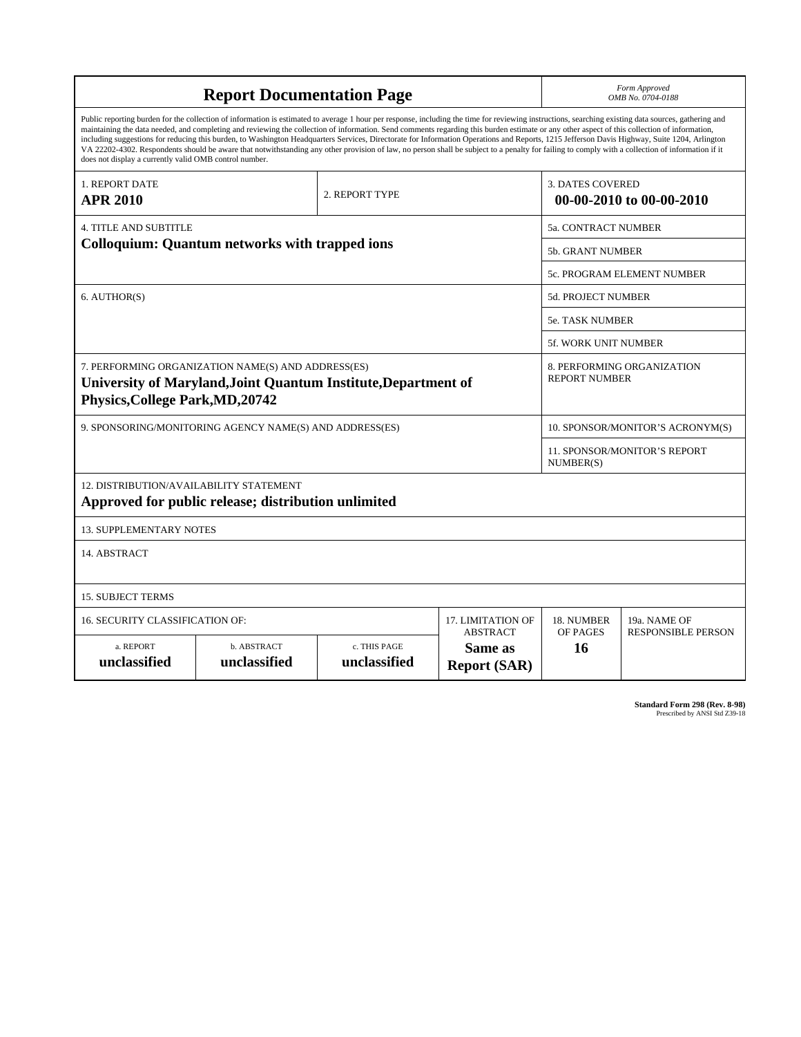# Report Documentation Page

*Form Approved*
*OMB No. 0704-0188*

Public reporting burden for the collection of information is estimated to average 1 hour per response, including the time for reviewing instructions, searching existing data sources, gathering and maintaining the data needed, and completing and reviewing the collection of information. Send comments regarding this burden estimate or any other aspect of this collection of information, including suggestions for reducing this burden, to Washington Headquarters Services, Directorate for Information Operations and Reports, 1215 Jefferson Davis Highway, Suite 1204, Arlington VA 22202-4302. Respondents should be aware that notwithstanding any other provision of law, no person shall be subject to a penalty for failing to comply with a collection of information if it does not display a currently valid OMB control number.

| 1. REPORT DATE | 2. REPORT TYPE | 3. DATES COVERED |
|---|---|---|
| **APR 2010** | | **00-00-2010 to 00-00-2010** |

| 4. TITLE AND SUBTITLE | |
|---|---|
| **Colloquium: Quantum networks with trapped ions** | 5a. CONTRACT NUMBER |
| | 5b. GRANT NUMBER |
| | 5c. PROGRAM ELEMENT NUMBER |
| 6. AUTHOR(S) | 5d. PROJECT NUMBER |
| | 5e. TASK NUMBER |
| | 5f. WORK UNIT NUMBER |
| 7. PERFORMING ORGANIZATION NAME(S) AND ADDRESS(ES) **University of Maryland,Joint Quantum Institute,Department of Physics,College Park,MD,20742** | 8. PERFORMING ORGANIZATION REPORT NUMBER |
| 9. SPONSORING/MONITORING AGENCY NAME(S) AND ADDRESS(ES) | 10. SPONSOR/MONITOR'S ACRONYM(S) |
| | 11. SPONSOR/MONITOR'S REPORT NUMBER(S) |

12. DISTRIBUTION/AVAILABILITY STATEMENT
**Approved for public release; distribution unlimited**

13. SUPPLEMENTARY NOTES

14. ABSTRACT

15. SUBJECT TERMS

| 16. SECURITY CLASSIFICATION OF: | | | 17. LIMITATION OF ABSTRACT | 18. NUMBER OF PAGES | 19a. NAME OF RESPONSIBLE PERSON |
|---|---|---|---|---|---|
| a. REPORT | b. ABSTRACT | c. THIS PAGE | | | |
| **unclassified** | **unclassified** | **unclassified** | **Same as Report (SAR)** | **16** | |

**Standard Form 298 (Rev. 8-98)**
Prescribed by ANSI Std Z39-18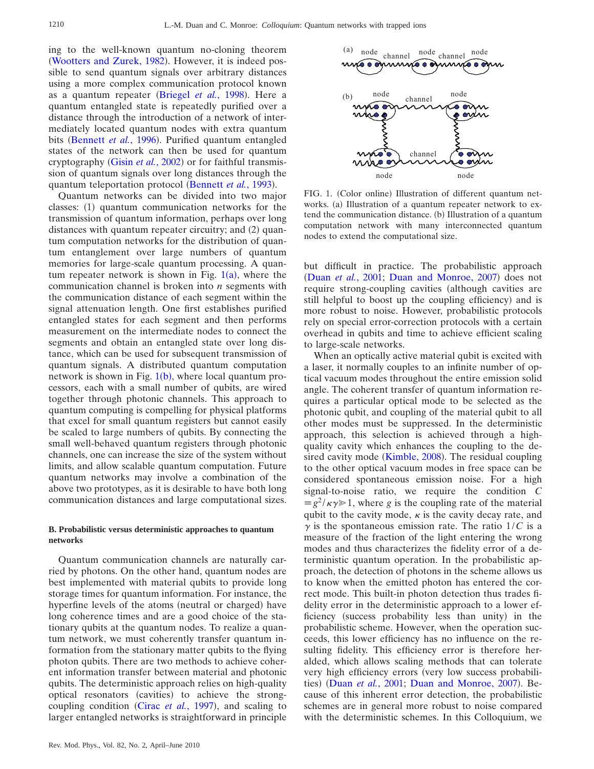ing to the well-known quantum no-cloning theorem (Wootters and Zurek, 1982). However, it is indeed possible to send quantum signals over arbitrary distances using a more complex communication protocol known as a quantum repeater (Briegel *et al.*, 1998). Here a quantum entangled state is repeatedly purified over a distance through the introduction of a network of intermediately located quantum nodes with extra quantum bits (Bennett *et al.*, 1996). Purified quantum entangled states of the network can then be used for quantum cryptography (Gisin *et al.*, 2002) or for faithful transmission of quantum signals over long distances through the quantum teleportation protocol (Bennett *et al.*, 1993).

Quantum networks can be divided into two major classes: (1) quantum communication networks for the transmission of quantum information, perhaps over long distances with quantum repeater circuitry; and (2) quantum computation networks for the distribution of quantum entanglement over large numbers of quantum memories for large-scale quantum processing. A quantum repeater network is shown in Fig. 1(a), where the communication channel is broken into $n$ segments with the communication distance of each segment within the signal attenuation length. One first establishes purified entangled states for each segment and then performs measurement on the intermediate nodes to connect the segments and obtain an entangled state over long distance, which can be used for subsequent transmission of quantum signals. A distributed quantum computation network is shown in Fig. 1(b), where local quantum processors, each with a small number of qubits, are wired together through photonic channels. This approach to quantum computing is compelling for physical platforms that excel for small quantum registers but cannot easily be scaled to large numbers of qubits. By connecting the small well-behaved quantum registers through photonic channels, one can increase the size of the system without limits, and allow scalable quantum computation. Future quantum networks may involve a combination of the above two prototypes, as it is desirable to have both long communication distances and large computational sizes.

FIG. 1. (Color online) Illustration of different quantum networks. (a) Illustration of a quantum repeater network to extend the communication distance. (b) Illustration of a quantum computation network with many interconnected quantum nodes to extend the computational size.

### B. Probabilistic versus deterministic approaches to quantum networks

Quantum communication channels are naturally carried by photons. On the other hand, quantum nodes are best implemented with material qubits to provide long storage times for quantum information. For instance, the hyperfine levels of the atoms (neutral or charged) have long coherence times and are a good choice of the stationary qubits at the quantum nodes. To realize a quantum network, we must coherently transfer quantum information from the stationary matter qubits to the flying photon qubits. There are two methods to achieve coherent information transfer between material and photonic qubits. The deterministic approach relies on high-quality optical resonators (cavities) to achieve the strong-coupling condition (Cirac *et al.*, 1997), and scaling to larger entangled networks is straightforward in principle but difficult in practice. The probabilistic approach (Duan *et al.*, 2001; Duan and Monroe, 2007) does not require strong-coupling cavities (although cavities are still helpful to boost up the coupling efficiency) and is more robust to noise. However, probabilistic protocols rely on special error-correction protocols with a certain overhead in qubits and time to achieve efficient scaling to large-scale networks.

When an optically active material qubit is excited with a laser, it normally couples to an infinite number of optical vacuum modes throughout the entire emission solid angle. The coherent transfer of quantum information requires a particular optical mode to be selected as the photonic qubit, and coupling of the material qubit to all other modes must be suppressed. In the deterministic approach, this selection is achieved through a high-quality cavity which enhances the coupling to the desired cavity mode (Kimble, 2008). The residual coupling to the other optical vacuum modes in free space can be considered spontaneous emission noise. For a high signal-to-noise ratio, we require the condition $C \equiv g^2/\kappa\gamma \gg 1$, where $g$ is the coupling rate of the material qubit to the cavity mode, $\kappa$ is the cavity decay rate, and $\gamma$ is the spontaneous emission rate. The ratio $1/C$ is a measure of the fraction of the light entering the wrong modes and thus characterizes the fidelity error of a deterministic quantum operation. In the probabilistic approach, the detection of photons in the scheme allows us to know when the emitted photon has entered the correct mode. This built-in photon detection thus trades fidelity error in the deterministic approach to a lower efficiency (success probability less than unity) in the probabilistic scheme. However, when the operation succeeds, this lower efficiency has no influence on the resulting fidelity. This efficiency error is therefore heralded, which allows scaling methods that can tolerate very high efficiency errors (very low success probabilities) (Duan *et al.*, 2001; Duan and Monroe, 2007). Because of this inherent error detection, the probabilistic schemes are in general more robust to noise compared with the deterministic schemes. In this Colloquium, we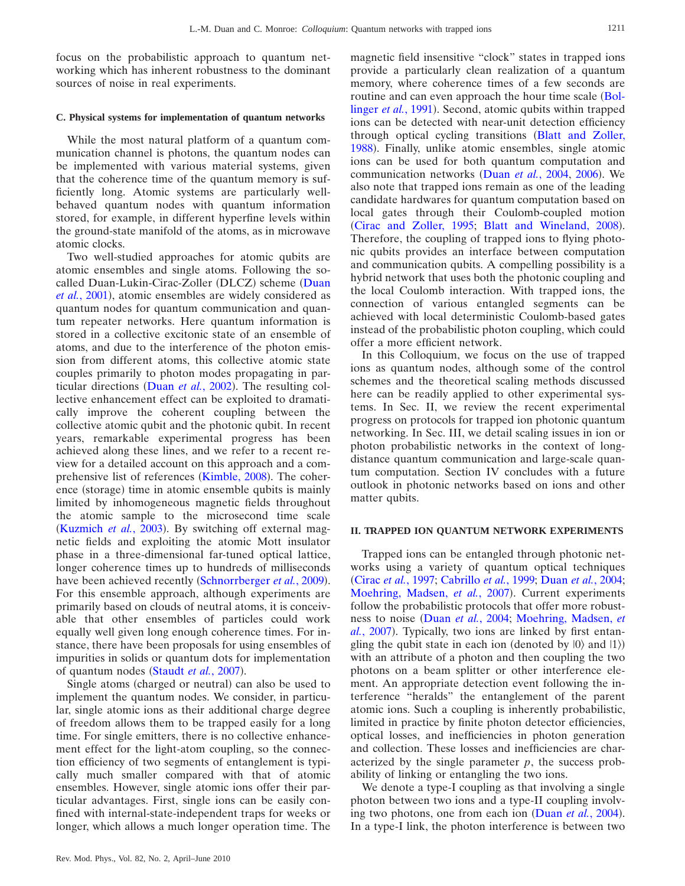focus on the probabilistic approach to quantum networking which has inherent robustness to the dominant sources of noise in real experiments.

### C. Physical systems for implementation of quantum networks

While the most natural platform of a quantum communication channel is photons, the quantum nodes can be implemented with various material systems, given that the coherence time of the quantum memory is sufficiently long. Atomic systems are particularly well-behaved quantum nodes with quantum information stored, for example, in different hyperfine levels within the ground-state manifold of the atoms, as in microwave atomic clocks.

Two well-studied approaches for atomic qubits are atomic ensembles and single atoms. Following the so-called Duan-Lukin-Cirac-Zoller (DLCZ) scheme (Duan *et al.*, 2001), atomic ensembles are widely considered as quantum nodes for quantum communication and quantum repeater networks. Here quantum information is stored in a collective excitonic state of an ensemble of atoms, and due to the interference of the photon emission from different atoms, this collective atomic state couples primarily to photon modes propagating in particular directions (Duan *et al.*, 2002). The resulting collective enhancement effect can be exploited to dramatically improve the coherent coupling between the collective atomic qubit and the photonic qubit. In recent years, remarkable experimental progress has been achieved along these lines, and we refer to a recent review for a detailed account on this approach and a comprehensive list of references (Kimble, 2008). The coherence (storage) time in atomic ensemble qubits is mainly limited by inhomogeneous magnetic fields throughout the atomic sample to the microsecond time scale (Kuzmich *et al.*, 2003). By switching off external magnetic fields and exploiting the atomic Mott insulator phase in a three-dimensional far-tuned optical lattice, longer coherence times up to hundreds of milliseconds have been achieved recently (Schnorrberger *et al.*, 2009). For this ensemble approach, although experiments are primarily based on clouds of neutral atoms, it is conceivable that other ensembles of particles could work equally well given long enough coherence times. For instance, there have been proposals for using ensembles of impurities in solids or quantum dots for implementation of quantum nodes (Staudt *et al.*, 2007).

Single atoms (charged or neutral) can also be used to implement the quantum nodes. We consider, in particular, single atomic ions as their additional charge degree of freedom allows them to be trapped easily for a long time. For single emitters, there is no collective enhancement effect for the light-atom coupling, so the connection efficiency of two segments of entanglement is typically much smaller compared with that of atomic ensembles. However, single atomic ions offer their particular advantages. First, single ions can be easily confined with internal-state-independent traps for weeks or longer, which allows a much longer operation time. The magnetic field insensitive "clock" states in trapped ions provide a particularly clean realization of a quantum memory, where coherence times of a few seconds are routine and can even approach the hour time scale (Bollinger *et al.*, 1991). Second, atomic qubits within trapped ions can be detected with near-unit detection efficiency through optical cycling transitions (Blatt and Zoller, 1988). Finally, unlike atomic ensembles, single atomic ions can be used for both quantum computation and communication networks (Duan *et al.*, 2004, 2006). We also note that trapped ions remain as one of the leading candidate hardwares for quantum computation based on local gates through their Coulomb-coupled motion (Cirac and Zoller, 1995; Blatt and Wineland, 2008). Therefore, the coupling of trapped ions to flying photonic qubits provides an interface between computation and communication qubits. A compelling possibility is a hybrid network that uses both the photonic coupling and the local Coulomb interaction. With trapped ions, the connection of various entangled segments can be achieved with local deterministic Coulomb-based gates instead of the probabilistic photon coupling, which could offer a more efficient network.

In this Colloquium, we focus on the use of trapped ions as quantum nodes, although some of the control schemes and the theoretical scaling methods discussed here can be readily applied to other experimental systems. In Sec. II, we review the recent experimental progress on protocols for trapped ion photonic quantum networking. In Sec. III, we detail scaling issues in ion or photon probabilistic networks in the context of long-distance quantum communication and large-scale quantum computation. Section IV concludes with a future outlook in photonic networks based on ions and other matter qubits.

## II. TRAPPED ION QUANTUM NETWORK EXPERIMENTS

Trapped ions can be entangled through photonic networks using a variety of quantum optical techniques (Cirac *et al.*, 1997; Cabrillo *et al.*, 1999; Duan *et al.*, 2004; Moehring, Madsen, *et al.*, 2007). Current experiments follow the probabilistic protocols that offer more robustness to noise (Duan *et al.*, 2004; Moehring, Madsen, *et al.*, 2007). Typically, two ions are linked by first entangling the qubit state in each ion (denoted by $|0\rangle$ and $|1\rangle$) with an attribute of a photon and then coupling the two photons on a beam splitter or other interference element. An appropriate detection event following the interference "heralds" the entanglement of the parent atomic ions. Such a coupling is inherently probabilistic, limited in practice by finite photon detector efficiencies, optical losses, and inefficiencies in photon generation and collection. These losses and inefficiencies are characterized by the single parameter $p$, the success probability of linking or entangling the two ions.

We denote a type-I coupling as that involving a single photon between two ions and a type-II coupling involving two photons, one from each ion (Duan *et al.*, 2004). In a type-I link, the photon interference is between two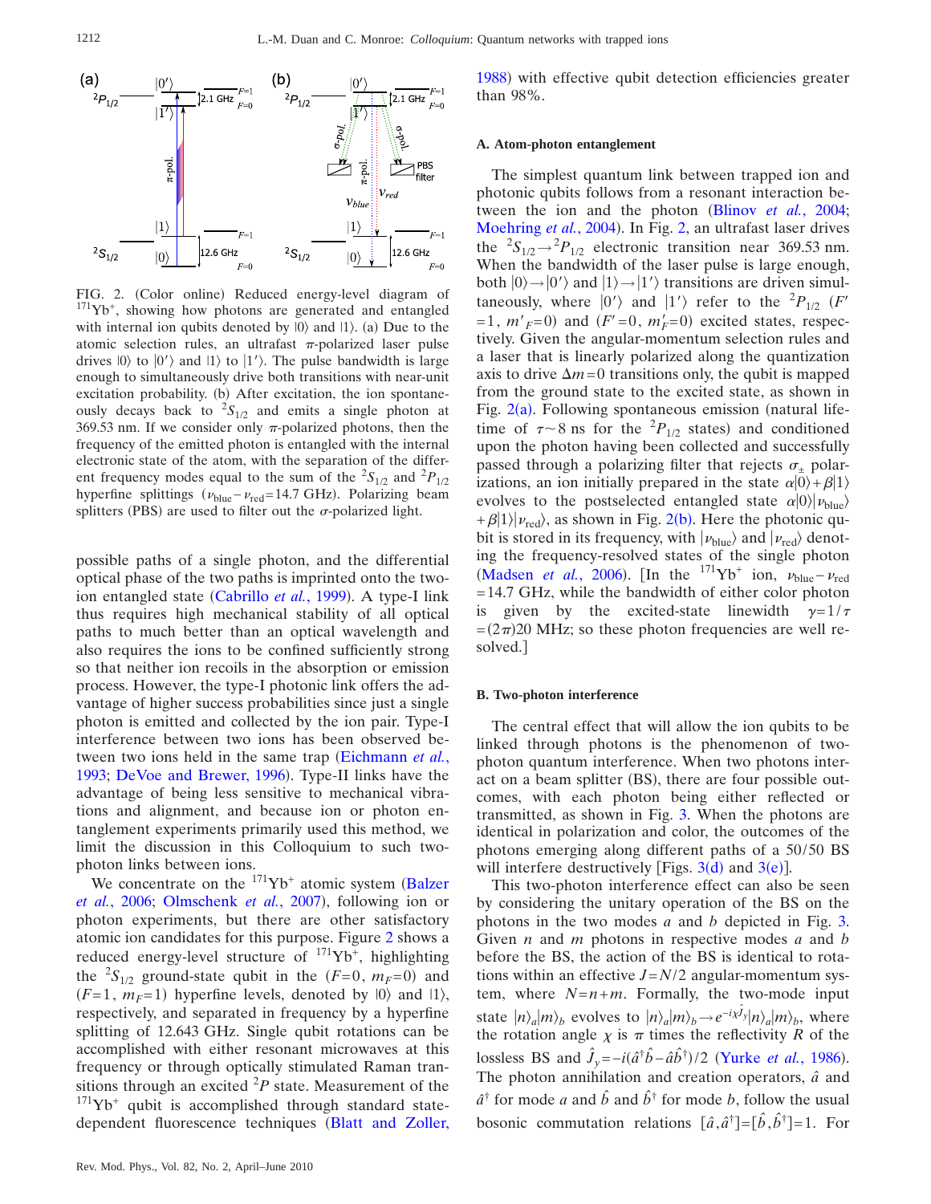FIG. 2. (Color online) Reduced energy-level diagram of $^{171}$Yb$^+$, showing how photons are generated and entangled with internal ion qubits denoted by $|0\rangle$ and $|1\rangle$. (a) Due to the atomic selection rules, an ultrafast $\pi$-polarized laser pulse drives $|0\rangle$ to $|0'\rangle$ and $|1\rangle$ to $|1'\rangle$. The pulse bandwidth is large enough to simultaneously drive both transitions with near-unit excitation probability. (b) After excitation, the ion spontaneously decays back to $^2S_{1/2}$ and emits a single photon at 369.53 nm. If we consider only $\pi$-polarized photons, then the frequency of the emitted photon is entangled with the internal electronic state of the atom, with the separation of the different frequency modes equal to the sum of the $^2S_{1/2}$ and $^2P_{1/2}$ hyperfine splittings ($\nu_{\rm blue}-\nu_{\rm red}=14.7$ GHz). Polarizing beam splitters (PBS) are used to filter out the $\sigma$-polarized light.

possible paths of a single photon, and the differential optical phase of the two paths is imprinted onto the two-ion entangled state (Cabrillo *et al.*, 1999). A type-I link thus requires high mechanical stability of all optical paths to much better than an optical wavelength and also requires the ions to be confined sufficiently strong so that neither ion recoils in the absorption or emission process. However, the type-I photonic link offers the advantage of higher success probabilities since just a single photon is emitted and collected by the ion pair. Type-I interference between two ions has been observed between two ions held in the same trap (Eichmann *et al.*, 1993; DeVoe and Brewer, 1996). Type-II links have the advantage of being less sensitive to mechanical vibrations and alignment, and because ion or photon entanglement experiments primarily used this method, we limit the discussion in this Colloquium to such two-photon links between ions.

We concentrate on the $^{171}$Yb$^+$ atomic system (Balzer *et al.*, 2006; Olmschenk *et al.*, 2007), following ion or photon experiments, but there are other satisfactory atomic ion candidates for this purpose. Figure 2 shows a reduced energy-level structure of $^{171}$Yb$^+$, highlighting the $^2S_{1/2}$ ground-state qubit in the ($F=0$, $m_F=0$) and ($F=1$, $m_F=1$) hyperfine levels, denoted by $|0\rangle$ and $|1\rangle$, respectively, and separated in frequency by a hyperfine splitting of 12.643 GHz. Single qubit rotations can be accomplished with either resonant microwaves at this frequency or through optically stimulated Raman transitions through an excited $^2P$ state. Measurement of the $^{171}$Yb$^+$ qubit is accomplished through standard state-dependent fluorescence techniques (Blatt and Zoller, 1988) with effective qubit detection efficiencies greater than 98%.

### A. Atom-photon entanglement

The simplest quantum link between trapped ion and photonic qubits follows from a resonant interaction between the ion and the photon (Blinov *et al.*, 2004; Moehring *et al.*, 2004). In Fig. 2, an ultrafast laser drives the $^2S_{1/2}\rightarrow{}^2P_{1/2}$ electronic transition near 369.53 nm. When the bandwidth of the laser pulse is large enough, both $|0\rangle\rightarrow|0'\rangle$ and $|1\rangle\rightarrow|1'\rangle$ transitions are driven simultaneously, where $|0'\rangle$ and $|1'\rangle$ refer to the $^2P_{1/2}$ ($F'=1$, $m'_F=1$) and ($F'=0$, $m'_F=0$) excited states, respectively. Given the angular-momentum selection rules and a laser that is linearly polarized along the quantization axis to drive $\Delta m=0$ transitions only, the qubit is mapped from the ground state to the excited state, as shown in Fig. 2(a). Following spontaneous emission (natural lifetime of $\tau\sim 8$ ns for the $^2P_{1/2}$ states) and conditioned upon the photon having been collected and successfully passed through a polarizing filter that rejects $\sigma_\pm$ polarizations, an ion initially prepared in the state $\alpha|0\rangle+\beta|1\rangle$ evolves to the postselected entangled state $\alpha|0\rangle|\nu_{\rm blue}\rangle+\beta|1\rangle|\nu_{\rm red}\rangle$, as shown in Fig. 2(b). Here the photonic qubit is stored in its frequency, with $|\nu_{\rm blue}\rangle$ and $|\nu_{\rm red}\rangle$ denoting the frequency-resolved states of the single photon (Madsen *et al.*, 2006). [In the $^{171}$Yb$^+$ ion, $\nu_{\rm blue}-\nu_{\rm red}=14.7$ GHz, while the bandwidth of either color photon is given by the excited-state linewidth $\gamma=1/\tau=(2\pi)20$ MHz; so these photon frequencies are well resolved.]

### B. Two-photon interference

The central effect that will allow the ion qubits to be linked through photons is the phenomenon of two-photon quantum interference. When two photons interact on a beam splitter (BS), there are four possible outcomes, with each photon being either reflected or transmitted, as shown in Fig. 3. When the photons are identical in polarization and color, the outcomes of the photons emerging along different paths of a 50/50 BS will interfere destructively [Figs. 3(d) and 3(e)].

This two-photon interference effect can also be seen by considering the unitary operation of the BS on the photons in the two modes $a$ and $b$ depicted in Fig. 3. Given $n$ and $m$ photons in respective modes $a$ and $b$ before the BS, the action of the BS is identical to rotations within an effective $J=N/2$ angular-momentum system, where $N=n+m$. Formally, the two-mode input state $|n\rangle_a|m\rangle_b$ evolves to $|n\rangle_a|m\rangle_b\rightarrow e^{-i\chi\hat{J}_y}|n\rangle_a|m\rangle_b$, where the rotation angle $\chi$ is $\pi$ times the reflectivity $R$ of the lossless BS and $\hat{J}_y=-i(\hat{a}^\dagger\hat{b}-\hat{a}\hat{b}^\dagger)/2$ (Yurke *et al.*, 1986). The photon annihilation and creation operators, $\hat{a}$ and $\hat{a}^\dagger$ for mode $a$ and $\hat{b}$ and $\hat{b}^\dagger$ for mode $b$, follow the usual bosonic commutation relations $[\hat{a},\hat{a}^\dagger]=[\hat{b},\hat{b}^\dagger]=1$. For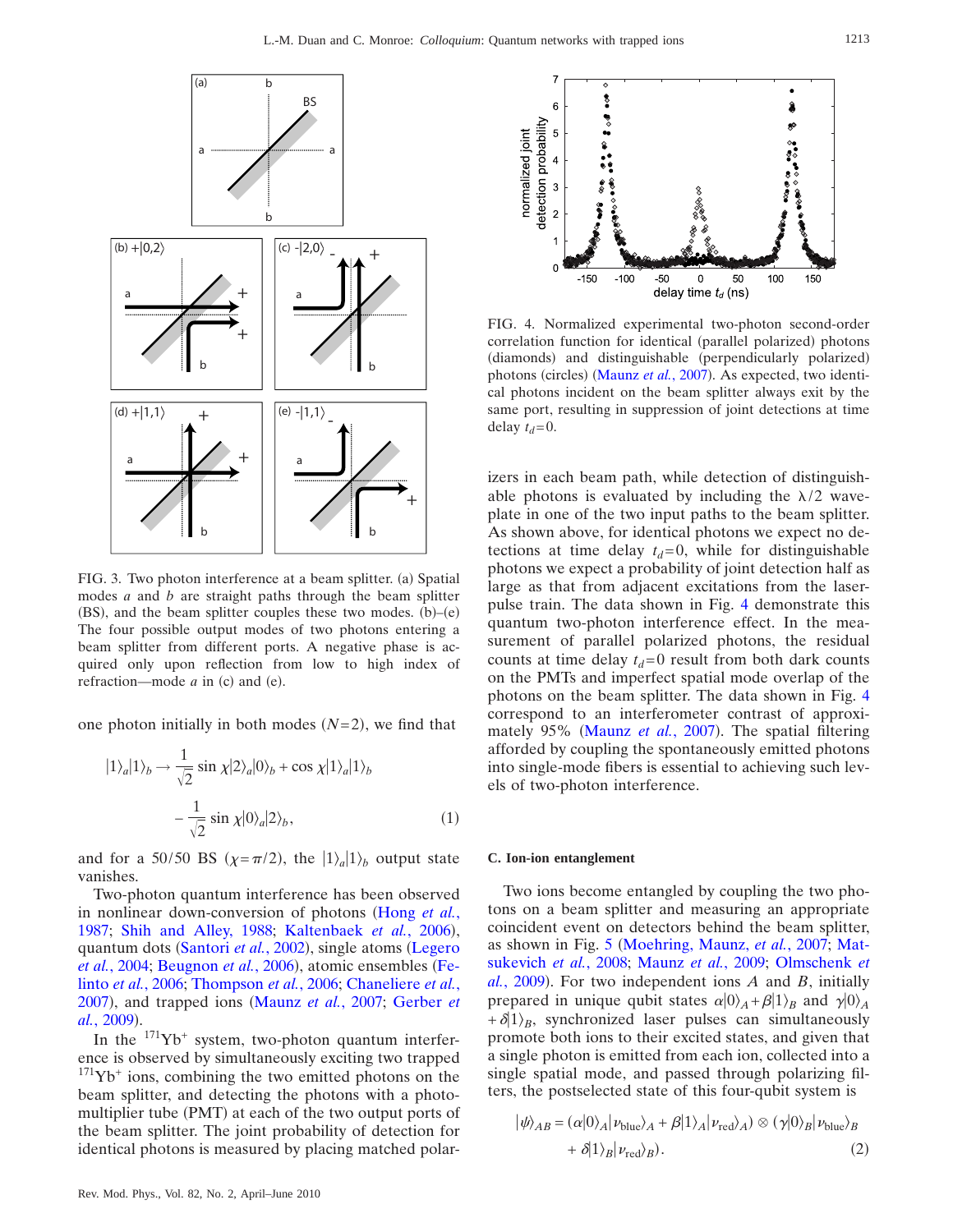FIG. 3. Two photon interference at a beam splitter. (a) Spatial modes $a$ and $b$ are straight paths through the beam splitter (BS), and the beam splitter couples these two modes. (b)–(e) The four possible output modes of two photons entering a beam splitter from different ports. A negative phase is acquired only upon reflection from low to high index of refraction—mode $a$ in (c) and (e).

one photon initially in both modes ($N=2$), we find that

$$|1\rangle_a|1\rangle_b \rightarrow \frac{1}{\sqrt{2}}\sin\chi|2\rangle_a|0\rangle_b + \cos\chi|1\rangle_a|1\rangle_b - \frac{1}{\sqrt{2}}\sin\chi|0\rangle_a|2\rangle_b, \quad (1)$$

and for a 50/50 BS ($\chi=\pi/2$), the $|1\rangle_a|1\rangle_b$ output state vanishes.

Two-photon quantum interference has been observed in nonlinear down-conversion of photons (Hong *et al.*, 1987; Shih and Alley, 1988; Kaltenbaek *et al.*, 2006), quantum dots (Santori *et al.*, 2002), single atoms (Legero *et al.*, 2004; Beugnon *et al.*, 2006), atomic ensembles (Felinto *et al.*, 2006; Thompson *et al.*, 2006; Chaneliere *et al.*, 2007), and trapped ions (Maunz *et al.*, 2007; Gerber *et al.*, 2009).

In the $^{171}$Yb$^+$ system, two-photon quantum interference is observed by simultaneously exciting two trapped $^{171}$Yb$^+$ ions, combining the two emitted photons on the beam splitter, and detecting the photons with a photomultiplier tube (PMT) at each of the two output ports of the beam splitter. The joint probability of detection for identical photons is measured by placing matched polarizers in each beam path, while detection of distinguishable photons is evaluated by including the $\lambda/2$ waveplate in one of the two input paths to the beam splitter. As shown above, for identical photons we expect no detections at time delay $t_d=0$, while for distinguishable photons we expect a probability of joint detection half as large as that from adjacent excitations from the laser-pulse train. The data shown in Fig. 4 demonstrate this quantum two-photon interference effect. In the measurement of parallel polarized photons, the residual counts at time delay $t_d=0$ result from both dark counts on the PMTs and imperfect spatial mode overlap of the photons on the beam splitter. The data shown in Fig. 4 correspond to an interferometer contrast of approximately 95% (Maunz *et al.*, 2007). The spatial filtering afforded by coupling the spontaneously emitted photons into single-mode fibers is essential to achieving such levels of two-photon interference.

FIG. 4. Normalized experimental two-photon second-order correlation function for identical (parallel polarized) photons (diamonds) and distinguishable (perpendicularly polarized) photons (circles) (Maunz *et al.*, 2007). As expected, two identical photons incident on the beam splitter always exit by the same port, resulting in suppression of joint detections at time delay $t_d=0$.

### C. Ion-ion entanglement

Two ions become entangled by coupling the two photons on a beam splitter and measuring an appropriate coincident event on detectors behind the beam splitter, as shown in Fig. 5 (Moehring, Maunz, *et al.*, 2007; Matsukevich *et al.*, 2008; Maunz *et al.*, 2009; Olmschenk *et al.*, 2009). For two independent ions $A$ and $B$, initially prepared in unique qubit states $\alpha|0\rangle_A+\beta|1\rangle_B$ and $\gamma|0\rangle_A+\delta|1\rangle_B$, synchronized laser pulses can simultaneously promote both ions to their excited states, and given that a single photon is emitted from each ion, collected into a single spatial mode, and passed through polarizing filters, the postselected state of this four-qubit system is

$$|\psi\rangle_{AB} = (\alpha|0\rangle_A|\nu_{\text{blue}}\rangle_A + \beta|1\rangle_A|\nu_{\text{red}}\rangle_A) \otimes (\gamma|0\rangle_B|\nu_{\text{blue}}\rangle_B + \delta|1\rangle_B|\nu_{\text{red}}\rangle_B). \quad (2)$$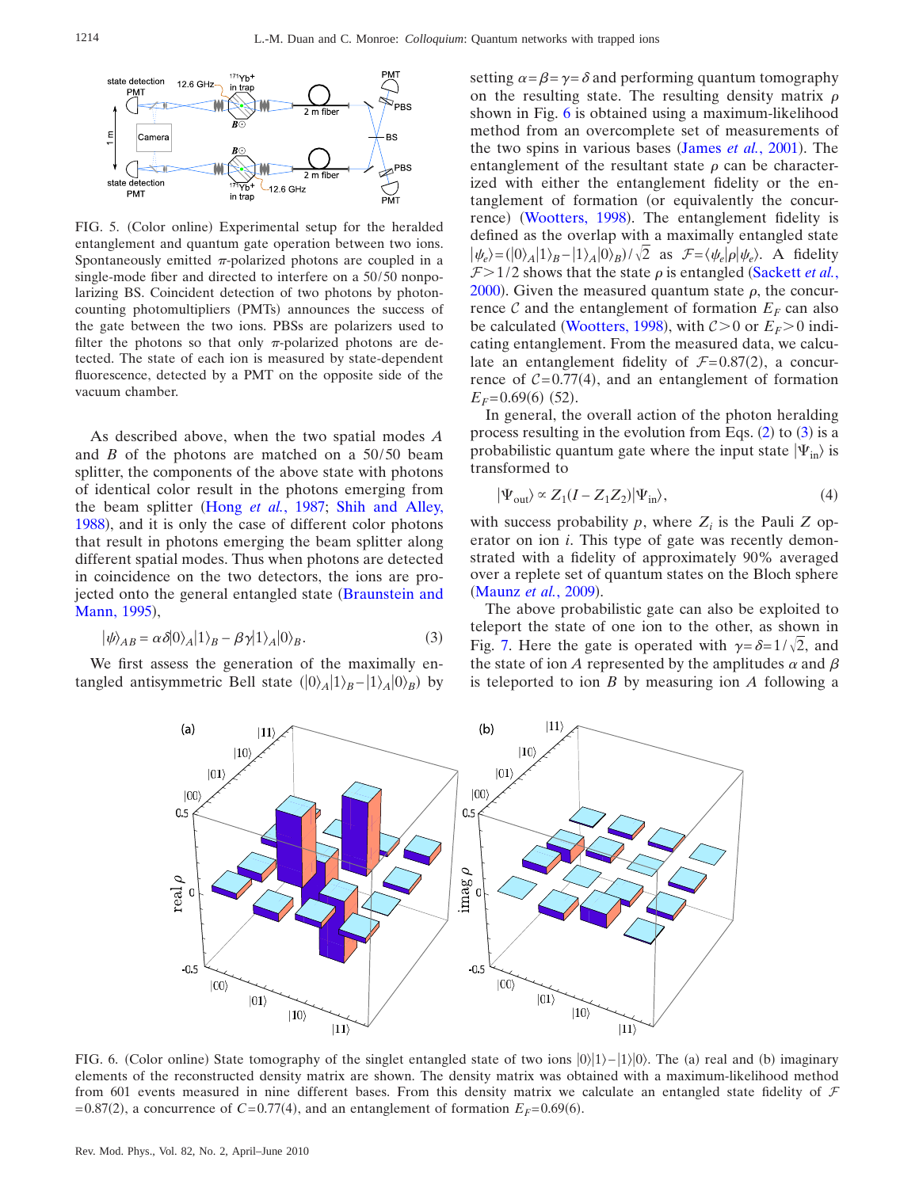FIG. 5. (Color online) Experimental setup for the heralded entanglement and quantum gate operation between two ions. Spontaneously emitted $\pi$-polarized photons are coupled in a single-mode fiber and directed to interfere on a 50/50 nonpolarizing BS. Coincident detection of two photons by photon-counting photomultipliers (PMTs) announces the success of the gate between the two ions. PBSs are polarizers used to filter the photons so that only $\pi$-polarized photons are detected. The state of each ion is measured by state-dependent fluorescence, detected by a PMT on the opposite side of the vacuum chamber.

As described above, when the two spatial modes $A$ and $B$ of the photons are matched on a 50/50 beam splitter, the components of the above state with photons of identical color result in the photons emerging from the beam splitter (Hong *et al.*, 1987; Shih and Alley, 1988), and it is only the case of different color photons that result in photons emerging the beam splitter along different spatial modes. Thus when photons are detected in coincidence on the two detectors, the ions are projected onto the general entangled state (Braunstein and Mann, 1995),

$$|\psi\rangle_{AB} = \alpha\delta|0\rangle_A|1\rangle_B - \beta\gamma|1\rangle_A|0\rangle_B. \tag{3}$$

We first assess the generation of the maximally entangled antisymmetric Bell state $(|0\rangle_A|1\rangle_B - |1\rangle_A|0\rangle_B)$ by setting $\alpha=\beta=\gamma=\delta$ and performing quantum tomography on the resulting state. The resulting density matrix $\rho$ shown in Fig. 6 is obtained using a maximum-likelihood method from an overcomplete set of measurements of the two spins in various bases (James *et al.*, 2001). The entanglement of the resultant state $\rho$ can be characterized with either the entanglement fidelity or the entanglement of formation (or equivalently the concurrence) (Wootters, 1998). The entanglement fidelity is defined as the overlap with a maximally entangled state $|\psi_e\rangle = (|0\rangle_A|1\rangle_B - |1\rangle_A|0\rangle_B)/\sqrt{2}$ as $\mathcal{F} = \langle\psi_e|\rho|\psi_e\rangle$. A fidelity $\mathcal{F} > 1/2$ shows that the state $\rho$ is entangled (Sackett *et al.*, 2000). Given the measured quantum state $\rho$, the concurrence $\mathcal{C}$ and the entanglement of formation $E_F$ can also be calculated (Wootters, 1998), with $\mathcal{C} > 0$ or $E_F > 0$ indicating entanglement. From the measured data, we calculate an entanglement fidelity of $\mathcal{F} = 0.87(2)$, a concurrence of $\mathcal{C} = 0.77(4)$, and an entanglement of formation $E_F = 0.69(6)$ (52).

In general, the overall action of the photon heralding process resulting in the evolution from Eqs. (2) to (3) is a probabilistic quantum gate where the input state $|\Psi_{\text{in}}\rangle$ is transformed to

$$|\Psi_{\text{out}}\rangle \propto Z_1(I - Z_1Z_2)|\Psi_{\text{in}}\rangle, \tag{4}$$

with success probability $p$, where $Z_i$ is the Pauli $Z$ operator on ion $i$. This type of gate was recently demonstrated with a fidelity of approximately 90% averaged over a replete set of quantum states on the Bloch sphere (Maunz *et al.*, 2009).

The above probabilistic gate can also be exploited to teleport the state of one ion to the other, as shown in Fig. 7. Here the gate is operated with $\gamma = \delta = 1/\sqrt{2}$, and the state of ion $A$ represented by the amplitudes $\alpha$ and $\beta$ is teleported to ion $B$ by measuring ion $A$ following a

FIG. 6. (Color online) State tomography of the singlet entangled state of two ions $|0\rangle|1\rangle - |1\rangle|0\rangle$. The (a) real and (b) imaginary elements of the reconstructed density matrix are shown. The density matrix was obtained with a maximum-likelihood method from 601 events measured in nine different bases. From this density matrix we calculate an entangled state fidelity of $\mathcal{F} = 0.87(2)$, a concurrence of $C = 0.77(4)$, and an entanglement of formation $E_F = 0.69(6)$.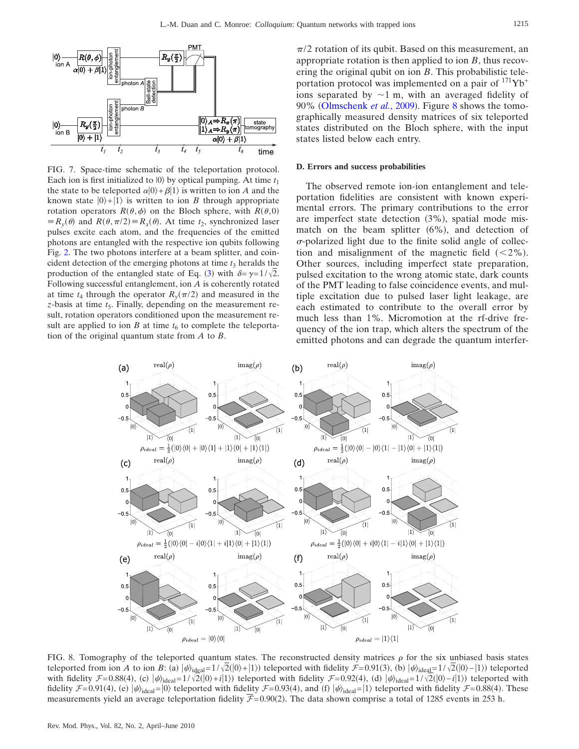FIG. 7. Space-time schematic of the teleportation protocol. Each ion is first initialized to $|0\rangle$ by optical pumping. At time $t_1$ the state to be teleported $\alpha|0\rangle+\beta|1\rangle$ is written to ion $A$ and the known state $|0\rangle+|1\rangle$ is written to ion $B$ through appropriate rotation operators $R(\theta,\phi)$ on the Bloch sphere, with $R(\theta,0)\equiv R_y(\theta)$ and $R(\theta,\pi/2)\equiv R_x(\theta)$. At time $t_2$, synchronized laser pulses excite each atom, and the frequencies of the emitted photons are entangled with the respective ion qubits following Fig. 2. The two photons interfere at a beam splitter, and coincident detection of the emerging photons at time $t_3$ heralds the production of the entangled state of Eq. (3) with $\delta=\gamma=1/\sqrt{2}$. Following successful entanglement, ion $A$ is coherently rotated at time $t_4$ through the operator $R_y(\pi/2)$ and measured in the $z$-basis at time $t_5$. Finally, depending on the measurement result, rotation operators conditioned upon the measurement result are applied to ion $B$ at time $t_6$ to complete the teleportation of the original quantum state from $A$ to $B$.

$\pi/2$ rotation of its qubit. Based on this measurement, an appropriate rotation is then applied to ion $B$, thus recovering the original qubit on ion $B$. This probabilistic teleportation protocol was implemented on a pair of $^{171}Yb^+$ ions separated by $\sim 1$ m, with an averaged fidelity of 90% (Olmschenk *et al.*, 2009). Figure 8 shows the tomographically measured density matrices of six teleported states distributed on the Bloch sphere, with the input states listed below each entry.

### D. Errors and success probabilities

The observed remote ion-ion entanglement and teleportation fidelities are consistent with known experimental errors. The primary contributions to the error are imperfect state detection (3%), spatial mode mismatch on the beam splitter (6%), and detection of $\sigma$-polarized light due to the finite solid angle of collection and misalignment of the magnetic field ($<2\%$). Other sources, including imperfect state preparation, pulsed excitation to the wrong atomic state, dark counts of the PMT leading to false coincidence events, and multiple excitation due to pulsed laser light leakage, are each estimated to contribute to the overall error by much less than 1%. Micromotion at the rf-drive frequency of the ion trap, which alters the spectrum of the emitted photons and can degrade the quantum interfer-

FIG. 8. Tomography of the teleported quantum states. The reconstructed density matrices $\rho$ for the six unbiased basis states teleported from ion $A$ to ion $B$: (a) $|\psi\rangle_{\text{ideal}}=1/\sqrt{2}(|0\rangle+|1\rangle)$ teleported with fidelity $\mathcal{F}=0.91(3)$, (b) $|\psi\rangle_{\text{ideal}}=1/\sqrt{2}(|0\rangle-|1\rangle)$ teleported with fidelity $\mathcal{F}=0.88(4)$, (c) $|\psi\rangle_{\text{ideal}}=1/\sqrt{2}(|0\rangle+i|1\rangle)$ teleported with fidelity $\mathcal{F}=0.92(4)$, (d) $|\psi\rangle_{\text{ideal}}=1/\sqrt{2}(|0\rangle-i|1\rangle)$ teleported with fidelity $\mathcal{F}=0.91(4)$, (e) $|\psi\rangle_{\text{ideal}}=|0\rangle$ teleported with fidelity $\mathcal{F}=0.93(4)$, and (f) $|\psi\rangle_{\text{ideal}}=|1\rangle$ teleported with fidelity $\mathcal{F}=0.88(4)$. These measurements yield an average teleportation fidelity $\overline{\mathcal{F}}=0.90(2)$. The data shown comprise a total of 1285 events in 253 h.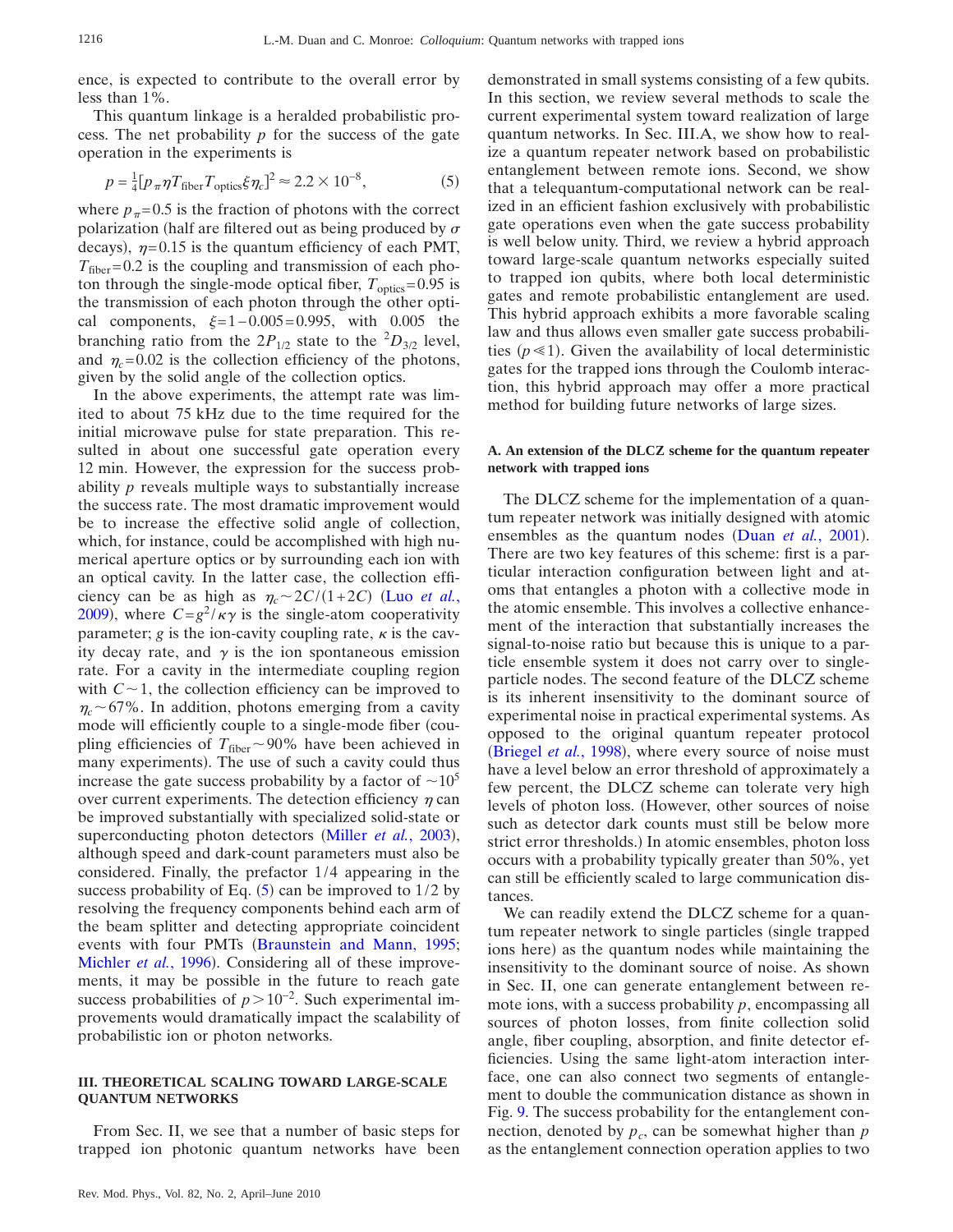ence, is expected to contribute to the overall error by less than 1%.

This quantum linkage is a heralded probabilistic process. The net probability $p$ for the success of the gate operation in the experiments is

$$p = \frac{1}{4}[p_\pi \eta T_{\text{fiber}} T_{\text{optics}} \xi \eta_c]^2 \approx 2.2 \times 10^{-8}, \tag{5}$$

where $p_\pi = 0.5$ is the fraction of photons with the correct polarization (half are filtered out as being produced by $\sigma$ decays), $\eta = 0.15$ is the quantum efficiency of each PMT, $T_{\text{fiber}} = 0.2$ is the coupling and transmission of each photon through the single-mode optical fiber, $T_{\text{optics}} = 0.95$ is the transmission of each photon through the other optical components, $\xi = 1 - 0.005 = 0.995$, with 0.005 the branching ratio from the $2P_{1/2}$ state to the $^2D_{3/2}$ level, and $\eta_c = 0.02$ is the collection efficiency of the photons, given by the solid angle of the collection optics.

In the above experiments, the attempt rate was limited to about 75 kHz due to the time required for the initial microwave pulse for state preparation. This resulted in about one successful gate operation every 12 min. However, the expression for the success probability $p$ reveals multiple ways to substantially increase the success rate. The most dramatic improvement would be to increase the effective solid angle of collection, which, for instance, could be accomplished with high numerical aperture optics or by surrounding each ion with an optical cavity. In the latter case, the collection efficiency can be as high as $\eta_c \sim 2C/(1+2C)$ (Luo *et al.*, 2009), where $C = g^2/\kappa\gamma$ is the single-atom cooperativity parameter; $g$ is the ion-cavity coupling rate, $\kappa$ is the cavity decay rate, and $\gamma$ is the ion spontaneous emission rate. For a cavity in the intermediate coupling region with $C \sim 1$, the collection efficiency can be improved to $\eta_c \sim 67\%$. In addition, photons emerging from a cavity mode will efficiently couple to a single-mode fiber (coupling efficiencies of $T_{\text{fiber}} \sim 90\%$ have been achieved in many experiments). The use of such a cavity could thus increase the gate success probability by a factor of $\sim 10^5$ over current experiments. The detection efficiency $\eta$ can be improved substantially with specialized solid-state or superconducting photon detectors (Miller *et al.*, 2003), although speed and dark-count parameters must also be considered. Finally, the prefactor 1/4 appearing in the success probability of Eq. (5) can be improved to 1/2 by resolving the frequency components behind each arm of the beam splitter and detecting appropriate coincident events with four PMTs (Braunstein and Mann, 1995; Michler *et al.*, 1996). Considering all of these improvements, it may be possible in the future to reach gate success probabilities of $p > 10^{-2}$. Such experimental improvements would dramatically impact the scalability of probabilistic ion or photon networks.

## III. THEORETICAL SCALING TOWARD LARGE-SCALE QUANTUM NETWORKS

From Sec. II, we see that a number of basic steps for trapped ion photonic quantum networks have been demonstrated in small systems consisting of a few qubits. In this section, we review several methods to scale the current experimental system toward realization of large quantum networks. In Sec. III.A, we show how to realize a quantum repeater network based on probabilistic entanglement between remote ions. Second, we show that a telequantum-computational network can be realized in an efficient fashion exclusively with probabilistic gate operations even when the gate success probability is well below unity. Third, we review a hybrid approach toward large-scale quantum networks especially suited to trapped ion qubits, where both local deterministic gates and remote probabilistic entanglement are used. This hybrid approach exhibits a more favorable scaling law and thus allows even smaller gate success probabilities ($p \ll 1$). Given the availability of local deterministic gates for the trapped ions through the Coulomb interaction, this hybrid approach may offer a more practical method for building future networks of large sizes.

### A. An extension of the DLCZ scheme for the quantum repeater network with trapped ions

The DLCZ scheme for the implementation of a quantum repeater network was initially designed with atomic ensembles as the quantum nodes (Duan *et al.*, 2001). There are two key features of this scheme: first is a particular interaction configuration between light and atoms that entangles a photon with a collective mode in the atomic ensemble. This involves a collective enhancement of the interaction that substantially increases the signal-to-noise ratio but because this is unique to a particle ensemble system it does not carry over to single-particle nodes. The second feature of the DLCZ scheme is its inherent insensitivity to the dominant source of experimental noise in practical experimental systems. As opposed to the original quantum repeater protocol (Briegel *et al.*, 1998), where every source of noise must have a level below an error threshold of approximately a few percent, the DLCZ scheme can tolerate very high levels of photon loss. (However, other sources of noise such as detector dark counts must still be below more strict error thresholds.) In atomic ensembles, photon loss occurs with a probability typically greater than 50%, yet can still be efficiently scaled to large communication distances.

We can readily extend the DLCZ scheme for a quantum repeater network to single particles (single trapped ions here) as the quantum nodes while maintaining the insensitivity to the dominant source of noise. As shown in Sec. II, one can generate entanglement between remote ions, with a success probability $p$, encompassing all sources of photon losses, from finite collection solid angle, fiber coupling, absorption, and finite detector efficiencies. Using the same light-atom interaction interface, one can also connect two segments of entanglement to double the communication distance as shown in Fig. 9. The success probability for the entanglement connection, denoted by $p_c$, can be somewhat higher than $p$ as the entanglement connection operation applies to two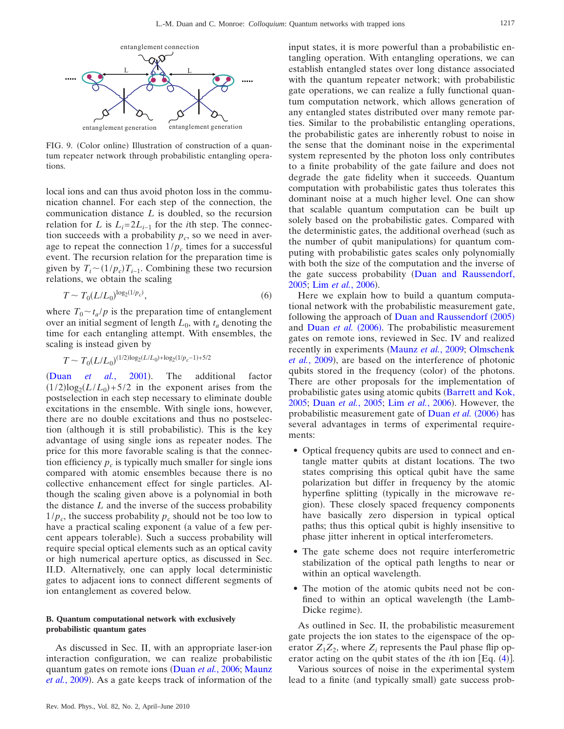FIG. 9. (Color online) Illustration of construction of a quantum repeater network through probabilistic entangling operations.

local ions and can thus avoid photon loss in the communication channel. For each step of the connection, the communication distance $L$ is doubled, so the recursion relation for $L$ is $L_i = 2L_{i-1}$ for the $i$th step. The connection succeeds with a probability $p_c$, so we need in average to repeat the connection $1/p_c$ times for a successful event. The recursion relation for the preparation time is given by $T_i \sim (1/p_c) T_{i-1}$. Combining these two recursion relations, we obtain the scaling

$$T \sim T_0 (L/L_0)^{\log_2(1/p_c)}, \tag{6}$$

where $T_0 \sim t_a/p$ is the preparation time of entanglement over an initial segment of length $L_0$, with $t_a$ denoting the time for each entangling attempt. With ensembles, the scaling is instead given by

$$T \sim T_0 (L/L_0)^{(1/2)\log_2(L/L_0) + \log_2(1/p_c - 1) + 5/2}$$

(Duan *et al.*, 2001). The additional factor $(1/2)\log_2(L/L_0) + 5/2$ in the exponent arises from the postselection in each step necessary to eliminate double excitations in the ensemble. With single ions, however, there are no double excitations and thus no postselection (although it is still probabilistic). This is the key advantage of using single ions as repeater nodes. The price for this more favorable scaling is that the connection efficiency $p_c$ is typically much smaller for single ions compared with atomic ensembles because there is no collective enhancement effect for single particles. Although the scaling given above is a polynomial in both the distance $L$ and the inverse of the success probability $1/p_c$, the success probability $p_c$ should not be too low to have a practical scaling exponent (a value of a few percent appears tolerable). Such a success probability will require special optical elements such as an optical cavity or high numerical aperture optics, as discussed in Sec. II.D. Alternatively, one can apply local deterministic gates to adjacent ions to connect different segments of ion entanglement as covered below.

### B. Quantum computational network with exclusively probabilistic quantum gates

As discussed in Sec. II, with an appropriate laser-ion interaction configuration, we can realize probabilistic quantum gates on remote ions (Duan *et al.*, 2006; Maunz *et al.*, 2009). As a gate keeps track of information of the input states, it is more powerful than a probabilistic entangling operation. With entangling operations, we can establish entangled states over long distance associated with the quantum repeater network; with probabilistic gate operations, we can realize a fully functional quantum computation network, which allows generation of any entangled states distributed over many remote parties. Similar to the probabilistic entangling operations, the probabilistic gates are inherently robust to noise in the sense that the dominant noise in the experimental system represented by the photon loss only contributes to a finite probability of the gate failure and does not degrade the gate fidelity when it succeeds. Quantum computation with probabilistic gates thus tolerates this dominant noise at a much higher level. One can show that scalable quantum computation can be built up solely based on the probabilistic gates. Compared with the deterministic gates, the additional overhead (such as the number of qubit manipulations) for quantum computing with probabilistic gates scales only polynomially with both the size of the computation and the inverse of the gate success probability (Duan and Raussendorf, 2005; Lim *et al.*, 2006).

Here we explain how to build a quantum computational network with the probabilistic measurement gate, following the approach of Duan and Raussendorf (2005) and Duan *et al.* (2006). The probabilistic measurement gates on remote ions, reviewed in Sec. IV and realized recently in experiments (Maunz *et al.*, 2009; Olmschenk *et al.*, 2009), are based on the interference of photonic qubits stored in the frequency (color) of the photons. There are other proposals for the implementation of probabilistic gates using atomic qubits (Barrett and Kok, 2005; Duan *et al.*, 2005; Lim *et al.*, 2006). However, the probabilistic measurement gate of Duan *et al.* (2006) has several advantages in terms of experimental requirements:

- Optical frequency qubits are used to connect and entangle matter qubits at distant locations. The two states comprising this optical qubit have the same polarization but differ in frequency by the atomic hyperfine splitting (typically in the microwave region). These closely spaced frequency components have basically zero dispersion in typical optical paths; thus this optical qubit is highly insensitive to phase jitter inherent in optical interferometers.
- The gate scheme does not require interferometric stabilization of the optical path lengths to near or within an optical wavelength.
- The motion of the atomic qubits need not be confined to within an optical wavelength (the Lamb-Dicke regime).

As outlined in Sec. II, the probabilistic measurement gate projects the ion states to the eigenspace of the operator $Z_1 Z_2$, where $Z_i$ represents the Paul phase flip operator acting on the qubit states of the $i$th ion [Eq. (4)].

Various sources of noise in the experimental system lead to a finite (and typically small) gate success prob-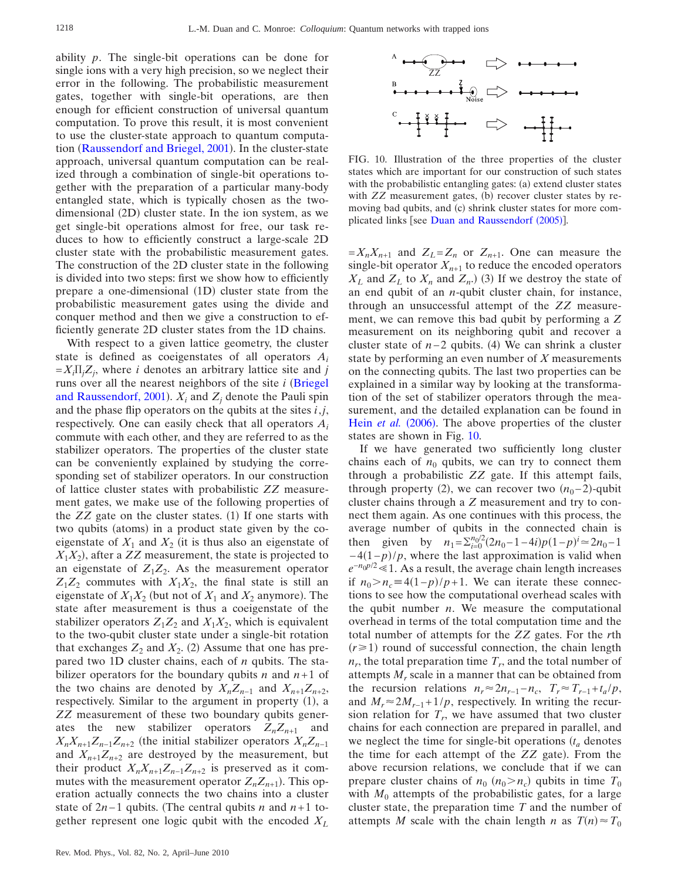ability $p$. The single-bit operations can be done for single ions with a very high precision, so we neglect their error in the following. The probabilistic measurement gates, together with single-bit operations, are then enough for efficient construction of universal quantum computation. To prove this result, it is most convenient to use the cluster-state approach to quantum computation (Raussendorf and Briegel, 2001). In the cluster-state approach, universal quantum computation can be realized through a combination of single-bit operations together with the preparation of a particular many-body entangled state, which is typically chosen as the two-dimensional (2D) cluster state. In the ion system, as we get single-bit operations almost for free, our task reduces to how to efficiently construct a large-scale 2D cluster state with the probabilistic measurement gates. The construction of the 2D cluster state in the following is divided into two steps: first we show how to efficiently prepare a one-dimensional (1D) cluster state from the probabilistic measurement gates using the divide and conquer method and then we give a construction to efficiently generate 2D cluster states from the 1D chains.

With respect to a given lattice geometry, the cluster state is defined as coeigenstates of all operators $A_i = X_i \Pi_j Z_j$, where $i$ denotes an arbitrary lattice site and $j$ runs over all the nearest neighbors of the site $i$ (Briegel and Raussendorf, 2001). $X_i$ and $Z_j$ denote the Pauli spin and the phase flip operators on the qubits at the sites $i,j$, respectively. One can easily check that all operators $A_i$ commute with each other, and they are referred to as the stabilizer operators. The properties of the cluster state can be conveniently explained by studying the corresponding set of stabilizer operators. In our construction of lattice cluster states with probabilistic $ZZ$ measurement gates, we make use of the following properties of the $ZZ$ gate on the cluster states. (1) If one starts with two qubits (atoms) in a product state given by the coeigenstate of $X_1$ and $X_2$ (it is thus also an eigenstate of $X_1X_2$), after a $ZZ$ measurement, the state is projected to an eigenstate of $Z_1Z_2$. As the measurement operator $Z_1Z_2$ commutes with $X_1X_2$, the final state is still an eigenstate of $X_1X_2$ (but not of $X_1$ and $X_2$ anymore). The state after measurement is thus a coeigenstate of the stabilizer operators $Z_1Z_2$ and $X_1X_2$, which is equivalent to the two-qubit cluster state under a single-bit rotation that exchanges $Z_2$ and $X_2$. (2) Assume that one has prepared two 1D cluster chains, each of $n$ qubits. The stabilizer operators for the boundary qubits $n$ and $n+1$ of the two chains are denoted by $X_nZ_{n-1}$ and $X_{n+1}Z_{n+2}$, respectively. Similar to the argument in property (1), a $ZZ$ measurement of these two boundary qubits generates the new stabilizer operators $Z_nZ_{n+1}$ and $X_nX_{n+1}Z_{n-1}Z_{n+2}$ (the initial stabilizer operators $X_nZ_{n-1}$ and $X_{n+1}Z_{n+2}$ are destroyed by the measurement, but their product $X_nX_{n+1}Z_{n-1}Z_{n+2}$ is preserved as it commutes with the measurement operator $Z_nZ_{n+1}$). This operation actually connects the two chains into a cluster state of $2n-1$ qubits. (The central qubits $n$ and $n+1$ together represent one logic qubit with the encoded $X_L = X_nX_{n+1}$ and $Z_L = Z_n$ or $Z_{n+1}$. One can measure the single-bit operator $X_{n+1}$ to reduce the encoded operators $X_L$ and $Z_L$ to $X_n$ and $Z_n$.) (3) If we destroy the state of an end qubit of an $n$-qubit cluster chain, for instance, through an unsuccessful attempt of the $ZZ$ measurement, we can remove this bad qubit by performing a $Z$ measurement on its neighboring qubit and recover a cluster state of $n-2$ qubits. (4) We can shrink a cluster state by performing an even number of $X$ measurements on the connecting qubits. The last two properties can be explained in a similar way by looking at the transformation of the set of stabilizer operators through the measurement, and the detailed explanation can be found in Hein *et al.* (2006). The above properties of the cluster states are shown in Fig. 10.

FIG. 10. Illustration of the three properties of the cluster states which are important for our construction of such states with the probabilistic entangling gates: (a) extend cluster states with $ZZ$ measurement gates, (b) recover cluster states by removing bad qubits, and (c) shrink cluster states for more complicated links [see Duan and Raussendorf (2005)].

If we have generated two sufficiently long cluster chains each of $n_0$ qubits, we can try to connect them through a probabilistic $ZZ$ gate. If this attempt fails, through property (2), we can recover two $(n_0-2)$-qubit cluster chains through a $Z$ measurement and try to connect them again. As one continues with this process, the average number of qubits in the connected chain is then given by $n_1 = \Sigma_{i=0}^{n_0/2}(2n_0-1-4i)p(1-p)^i \simeq 2n_0 - 1 - 4(1-p)/p$, where the last approximation is valid when $e^{-n_0p/2} \ll 1$. As a result, the average chain length increases if $n_0 > n_c \equiv 4(1-p)/p + 1$. We can iterate these connections to see how the computational overhead scales with the qubit number $n$. We measure the computational overhead in terms of the total computation time and the total number of attempts for the $ZZ$ gates. For the $r$th $(r \geqslant 1)$ round of successful connection, the chain length $n_r$, the total preparation time $T_r$, and the total number of attempts $M_r$ scale in a manner that can be obtained from the recursion relations $n_r \approx 2n_{r-1} - n_c$, $T_r \approx T_{r-1} + t_a/p$, and $M_r \approx 2M_{r-1} + 1/p$, respectively. In writing the recursion relation for $T_r$, we have assumed that two cluster chains for each connection are prepared in parallel, and we neglect the time for single-bit operations ($t_a$ denotes the time for each attempt of the $ZZ$ gate). From the above recursion relations, we conclude that if we can prepare cluster chains of $n_0$ $(n_0 > n_c)$ qubits in time $T_0$ with $M_0$ attempts of the probabilistic gates, for a large cluster state, the preparation time $T$ and the number of attempts $M$ scale with the chain length $n$ as $T(n) \approx T_0$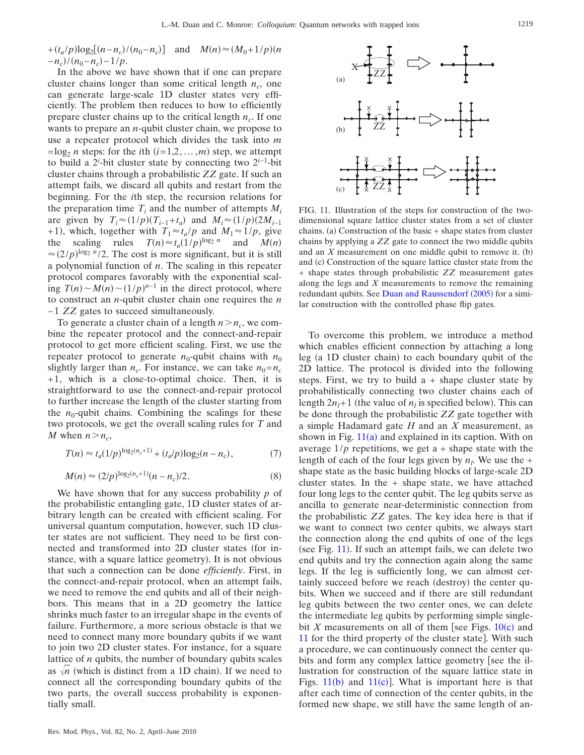$+(t_a/p)\log_2[(n-n_c)/(n_0-n_c)]$ and $M(n)\approx(M_0+1/p)(n-n_c)/(n_0-n_c)-1/p$.

In the above we have shown that if one can prepare cluster chains longer than some critical length $n_c$, one can generate large-scale 1D cluster states very efficiently. The problem then reduces to how to efficiently prepare cluster chains up to the critical length $n_c$. If one wants to prepare an $n$-qubit cluster chain, we propose to use a repeater protocol which divides the task into $m=\log_2 n$ steps: for the $i$th $(i=1,2,\ldots,m)$ step, we attempt to build a $2^i$-bit cluster state by connecting two $2^{i-1}$-bit cluster chains through a probabilistic $ZZ$ gate. If such an attempt fails, we discard all qubits and restart from the beginning. For the $i$th step, the recursion relations for the preparation time $T_i$ and the number of attempts $M_i$ are given by $T_i\approx(1/p)(T_{i-1}+t_a)$ and $M_i\approx(1/p)(2M_{i-1}+1)$, which, together with $T_1\approx t_a/p$ and $M_1\approx 1/p$, give the scaling rules $T(n)\approx t_a(1/p)^{\log_2 n}$ and $M(n)\approx(2/p)^{\log_2 n}/2$. The cost is more significant, but it is still a polynomial function of $n$. The scaling in this repeater protocol compares favorably with the exponential scaling $T(n)\sim M(n)\sim(1/p)^{n-1}$ in the direct protocol, where to construct an $n$-qubit cluster chain one requires the $n-1$ $ZZ$ gates to succeed simultaneously.

To generate a cluster chain of a length $n>n_c$, we combine the repeater protocol and the connect-and-repair protocol to get more efficient scaling. First, we use the repeater protocol to generate $n_0$-qubit chains with $n_0$ slightly larger than $n_c$. For instance, we can take $n_0=n_c+1$, which is a close-to-optimal choice. Then, it is straightforward to use the connect-and-repair protocol to further increase the length of the cluster starting from the $n_0$-qubit chains. Combining the scalings for these two protocols, we get the overall scaling rules for $T$ and $M$ when $n>n_c$,

$$T(n)\approx t_a(1/p)^{\log_2(n_c+1)}+(t_a/p)\log_2(n-n_c), \tag{7}$$

$$M(n)\approx(2/p)^{\log_2(n_c+1)}(n-n_c)/2. \tag{8}$$

We have shown that for any success probability $p$ of the probabilistic entangling gate, 1D cluster states of arbitrary length can be created with efficient scaling. For universal quantum computation, however, such 1D cluster states are not sufficient. They need to be first connected and transformed into 2D cluster states (for instance, with a square lattice geometry). It is not obvious that such a connection can be done *efficiently*. First, in the connect-and-repair protocol, when an attempt fails, we need to remove the end qubits and all of their neighbors. This means that in a 2D geometry the lattice shrinks much faster to an irregular shape in the events of failure. Furthermore, a more serious obstacle is that we need to connect many more boundary qubits if we want to join two 2D cluster states. For instance, for a square lattice of $n$ qubits, the number of boundary qubits scales as $\sqrt{n}$ (which is distinct from a 1D chain). If we need to connect all the corresponding boundary qubits of the two parts, the overall success probability is exponentially small.

FIG. 11. Illustration of the steps for construction of the two-dimensional square lattice cluster states from a set of cluster chains. (a) Construction of the basic + shape states from cluster chains by applying a $ZZ$ gate to connect the two middle qubits and an $X$ measurement on one middle qubit to remove it. (b) and (c) Construction of the square lattice cluster state from the + shape states through probabilistic $ZZ$ measurement gates along the legs and $X$ measurements to remove the remaining redundant qubits. See Duan and Raussendorf (2005) for a similar construction with the controlled phase flip gates.

To overcome this problem, we introduce a method which enables efficient connection by attaching a long leg (a 1D cluster chain) to each boundary qubit of the 2D lattice. The protocol is divided into the following steps. First, we try to build a + shape cluster state by probabilistically connecting two cluster chains each of length $2n_l+1$ (the value of $n_l$ is specified below). This can be done through the probabilistic $ZZ$ gate together with a simple Hadamard gate $H$ and an $X$ measurement, as shown in Fig. 11(a) and explained in its caption. With on average $1/p$ repetitions, we get a + shape state with the length of each of the four legs given by $n_l$. We use the + shape state as the basic building blocks of large-scale 2D cluster states. In the + shape state, we have attached four long legs to the center qubit. The leg qubits serve as ancilla to generate near-deterministic connection from the probabilistic $ZZ$ gates. The key idea here is that if we want to connect two center qubits, we always start the connection along the end qubits of one of the legs (see Fig. 11). If such an attempt fails, we can delete two end qubits and try the connection again along the same legs. If the leg is sufficiently long, we can almost certainly succeed before we reach (destroy) the center qubits. When we succeed and if there are still redundant leg qubits between the two center ones, we can delete the intermediate leg qubits by performing simple single-bit $X$ measurements on all of them [see Figs. 10(c) and 11 for the third property of the cluster state]. With such a procedure, we can continuously connect the center qubits and form any complex lattice geometry [see the illustration for construction of the square lattice state in Figs. 11(b) and 11(c)]. What is important here is that after each time of connection of the center qubits, in the formed new shape, we still have the same length of an-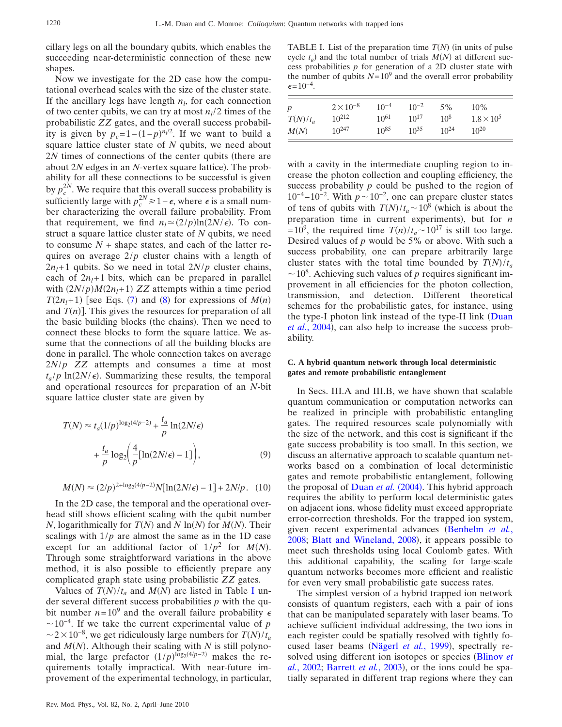cillary legs on all the boundary qubits, which enables the succeeding near-deterministic connection of these new shapes.

Now we investigate for the 2D case how the computational overhead scales with the size of the cluster state. If the ancillary legs have length $n_l$, for each connection of two center qubits, we can try at most $n_l/2$ times of the probabilistic $ZZ$ gates, and the overall success probability is given by $p_c = 1-(1-p)^{n_l/2}$. If we want to build a square lattice cluster state of $N$ qubits, we need about $2N$ times of connections of the center qubits (there are about $2N$ edges in an $N$-vertex square lattice). The probability for all these connections to be successful is given by $p_c^{2N}$. We require that this overall success probability is sufficiently large with $p_c^{2N} \geqslant 1-\epsilon$, where $\epsilon$ is a small number characterizing the overall failure probability. From that requirement, we find $n_l \simeq (2/p)\ln(2N/\epsilon)$. To construct a square lattice cluster state of $N$ qubits, we need to consume $N$ + shape states, and each of the latter requires on average $2/p$ cluster chains with a length of $2n_l+1$ qubits. So we need in total $2N/p$ cluster chains, each of $2n_l+1$ bits, which can be prepared in parallel with $(2N/p)M(2n_l+1)$ $ZZ$ attempts within a time period $T(2n_l+1)$ [see Eqs. (7) and (8) for expressions of $M(n)$ and $T(n)$]. This gives the resources for preparation of all the basic building blocks (the chains). Then we need to connect these blocks to form the square lattice. We assume that the connections of all the building blocks are done in parallel. The whole connection takes on average $2N/p$ $ZZ$ attempts and consumes a time at most $t_a/p \ln(2N/\epsilon)$. Summarizing these results, the temporal and operational resources for preparation of an $N$-bit square lattice cluster state are given by

$$T(N) \approx t_a(1/p)^{\log_2(4/p-2)} + \frac{t_a}{p}\ln(2N/\epsilon) + \frac{t_a}{p}\log_2\left(\frac{4}{p}[\ln(2N/\epsilon)-1]\right), \tag{9}$$

$$M(N) \approx (2/p)^{2+\log_2(4/p-2)}N[\ln(2N/\epsilon)-1] + 2N/p. \tag{10}$$

In the 2D case, the temporal and the operational overhead still shows efficient scaling with the qubit number $N$, logarithmically for $T(N)$ and $N\ln(N)$ for $M(N)$. Their scalings with $1/p$ are almost the same as in the 1D case except for an additional factor of $1/p^2$ for $M(N)$. Through some straightforward variations in the above method, it is also possible to efficiently prepare any complicated graph state using probabilistic $ZZ$ gates.

Values of $T(N)/t_a$ and $M(N)$ are listed in Table I under several different success probabilities $p$ with the qubit number $n=10^9$ and the overall failure probability $\epsilon \sim 10^{-4}$. If we take the current experimental value of $p \sim 2\times 10^{-8}$, we get ridiculously large numbers for $T(N)/t_a$ and $M(N)$. Although their scaling with $N$ is still polynomial, the large prefactor $(1/p)^{\log_2(4/p-2)}$ makes the requirements totally impractical. With near-future improvement of the experimental technology, in particular, with a cavity in the intermediate coupling region to increase the photon collection and coupling efficiency, the success probability $p$ could be pushed to the region of $10^{-4}$–$10^{-2}$. With $p\sim 10^{-2}$, one can prepare cluster states of tens of qubits with $T(N)/t_a \sim 10^8$ (which is about the preparation time in current experiments), but for $n=10^9$, the required time $T(n)/t_a \sim 10^{17}$ is still too large. Desired values of $p$ would be 5% or above. With such a success probability, one can prepare arbitrarily large cluster states with the total time bounded by $T(N)/t_a \sim 10^8$. Achieving such values of $p$ requires significant improvement in all efficiencies for the photon collection, transmission, and detection. Different theoretical schemes for the probabilistic gates, for instance, using the type-I photon link instead of the type-II link (Duan *et al.*, 2004), can also help to increase the success probability.

TABLE I. List of the preparation time $T(N)$ (in units of pulse cycle $t_a$) and the total number of trials $M(N)$ at different success probabilities $p$ for generation of a 2D cluster state with the number of qubits $N=10^9$ and the overall error probability $\epsilon=10^{-4}$.

| $p$ | $2\times 10^{-8}$ | $10^{-4}$ | $10^{-2}$ | 5% | 10% |
|---|---|---|---|---|---|
| $T(N)/t_a$ | $10^{212}$ | $10^{61}$ | $10^{17}$ | $10^{8}$ | $1.8\times 10^{5}$ |
| $M(N)$ | $10^{247}$ | $10^{85}$ | $10^{35}$ | $10^{24}$ | $10^{20}$ |

### C. A hybrid quantum network through local deterministic gates and remote probabilistic entanglement

In Secs. III.A and III.B, we have shown that scalable quantum communication or computation networks can be realized in principle with probabilistic entangling gates. The required resources scale polynomially with the size of the network, and this cost is significant if the gate success probability is too small. In this section, we discuss an alternative approach to scalable quantum networks based on a combination of local deterministic gates and remote probabilistic entanglement, following the proposal of Duan *et al.* (2004). This hybrid approach requires the ability to perform local deterministic gates on adjacent ions, whose fidelity must exceed appropriate error-correction thresholds. For the trapped ion system, given recent experimental advances (Benhelm *et al.*, 2008; Blatt and Wineland, 2008), it appears possible to meet such thresholds using local Coulomb gates. With this additional capability, the scaling for large-scale quantum networks becomes more efficient and realistic for even very small probabilistic gate success rates.

The simplest version of a hybrid trapped ion network consists of quantum registers, each with a pair of ions that can be manipulated separately with laser beams. To achieve sufficient individual addressing, the two ions in each register could be spatially resolved with tightly focused laser beams (Nägerl *et al.*, 1999), spectrally resolved using different ion isotopes or species (Blinov *et al.*, 2002; Barrett *et al.*, 2003), or the ions could be spatially separated in different trap regions where they can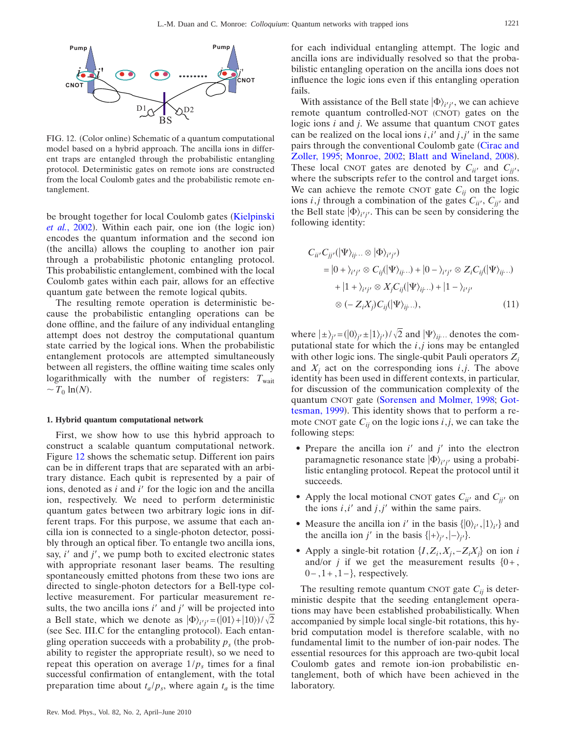FIG. 12. (Color online) Schematic of a quantum computational model based on a hybrid approach. The ancilla ions in different traps are entangled through the probabilistic entangling protocol. Deterministic gates on remote ions are constructed from the local Coulomb gates and the probabilistic remote entanglement.

be brought together for local Coulomb gates (Kielpinski *et al.*, 2002). Within each pair, one ion (the logic ion) encodes the quantum information and the second ion (the ancilla) allows the coupling to another ion pair through a probabilistic photonic entangling protocol. This probabilistic entanglement, combined with the local Coulomb gates within each pair, allows for an effective quantum gate between the remote logical qubits.

The resulting remote operation is deterministic because the probabilistic entangling operations can be done offline, and the failure of any individual entangling attempt does not destroy the computational quantum state carried by the logical ions. When the probabilistic entanglement protocols are attempted simultaneously between all registers, the offline waiting time scales only logarithmically with the number of registers: $T_{\text{wait}} \sim T_0 \ln(N)$.

#### 1. Hybrid quantum computational network

First, we show how to use this hybrid approach to construct a scalable quantum computational network. Figure 12 shows the schematic setup. Different ion pairs can be in different traps that are separated with an arbitrary distance. Each qubit is represented by a pair of ions, denoted as $i$ and $i'$ for the logic ion and the ancilla ion, respectively. We need to perform deterministic quantum gates between two arbitrary logic ions in different traps. For this purpose, we assume that each ancilla ion is connected to a single-photon detector, possibly through an optical fiber. To entangle two ancilla ions, say, $i'$ and $j'$, we pump both to excited electronic states with appropriate resonant laser beams. The resulting spontaneously emitted photons from these two ions are directed to single-photon detectors for a Bell-type collective measurement. For particular measurement results, the two ancilla ions $i'$ and $j'$ will be projected into a Bell state, which we denote as $|\Phi\rangle_{i'j'} = (|01\rangle + |10\rangle)/\sqrt{2}$ (see Sec. III.C for the entangling protocol). Each entangling operation succeeds with a probability $p_s$ (the probability to register the appropriate result), so we need to repeat this operation on average $1/p_s$ times for a final successful confirmation of entanglement, with the total preparation time about $t_a/p_s$, where again $t_a$ is the time for each individual entangling attempt. The logic and ancilla ions are individually resolved so that the probabilistic entangling operation on the ancilla ions does not influence the logic ions even if this entangling operation fails.

With assistance of the Bell state $|\Phi\rangle_{i'j'}$, we can achieve remote quantum controlled-NOT (CNOT) gates on the logic ions $i$ and $j$. We assume that quantum CNOT gates can be realized on the local ions $i, i'$ and $j, j'$ in the same pairs through the conventional Coulomb gate (Cirac and Zoller, 1995; Monroe, 2002; Blatt and Wineland, 2008). These local CNOT gates are denoted by $C_{ii'}$ and $C_{jj'}$, where the subscripts refer to the control and target ions. We can achieve the remote CNOT gate $C_{ij}$ on the logic ions $i, j$ through a combination of the gates $C_{ii'}$, $C_{jj'}$ and the Bell state $|\Phi\rangle_{i'j'}$. This can be seen by considering the following identity:

$$
\begin{aligned}
C_{ii'}C_{jj'}(|\Psi\rangle_{ij\cdots} \otimes |\Phi\rangle_{i'j'}) &= |0+\rangle_{i'j'} \otimes C_{ij}(|\Psi\rangle_{ij\cdots}) + |0-\rangle_{i'j'} \otimes Z_i C_{ij}(|\Psi\rangle_{ij\cdots}) \\
&\quad + |1+\rangle_{i'j'} \otimes X_j C_{ij}(|\Psi\rangle_{ij\cdots}) + |1-\rangle_{i'j'} \\
&\quad \otimes (-Z_i X_j) C_{ij}(|\Psi\rangle_{ij\cdots}),
\end{aligned}
\tag{11}
$$

where $|\pm\rangle_{j'} = (|0\rangle_{j'} \pm |1\rangle_{j'})/\sqrt{2}$ and $|\Psi\rangle_{ij\cdots}$ denotes the computational state for which the $i,j$ ions may be entangled with other logic ions. The single-qubit Pauli operators $Z_i$ and $X_j$ act on the corresponding ions $i,j$. The above identity has been used in different contexts, in particular, for discussion of the communication complexity of the quantum CNOT gate (Sorensen and Molmer, 1998; Gottesman, 1999). This identity shows that to perform a remote CNOT gate $C_{ij}$ on the logic ions $i,j$, we can take the following steps:

- Prepare the ancilla ion $i'$ and $j'$ into the electron paramagnetic resonance state $|\Phi\rangle_{i'j'}$ using a probabilistic entangling protocol. Repeat the protocol until it succeeds.
- Apply the local motional CNOT gates $C_{ii'}$ and $C_{jj'}$ on the ions $i, i'$ and $j, j'$ within the same pairs.
- Measure the ancilla ion $i'$ in the basis $\{|0\rangle_{i'}, |1\rangle_{i'}\}$ and the ancilla ion $j'$ in the basis $\{|+\rangle_{j'}, |-\rangle_{j'}\}$.
- Apply a single-bit rotation $\{I, Z_i, X_j, -Z_i X_j\}$ on ion $i$ and/or $j$ if we get the measurement results $\{0+, 0-, 1+, 1-\}$, respectively.

The resulting remote quantum CNOT gate $C_{ij}$ is deterministic despite that the seeding entanglement operations may have been established probabilistically. When accompanied by simple local single-bit rotations, this hybrid computation model is therefore scalable, with no fundamental limit to the number of ion-pair nodes. The essential resources for this approach are two-qubit local Coulomb gates and remote ion-ion probabilistic entanglement, both of which have been achieved in the laboratory.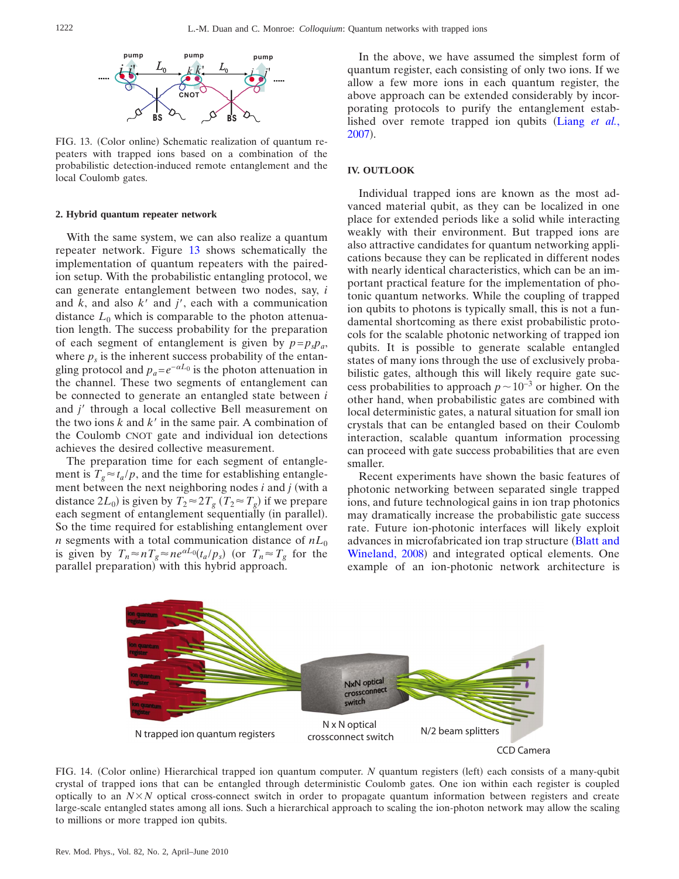FIG. 13. (Color online) Schematic realization of quantum repeaters with trapped ions based on a combination of the probabilistic detection-induced remote entanglement and the local Coulomb gates.

### 2. Hybrid quantum repeater network

With the same system, we can also realize a quantum repeater network. Figure 13 shows schematically the implementation of quantum repeaters with the paired-ion setup. With the probabilistic entangling protocol, we can generate entanglement between two nodes, say, $i$ and $k$, and also $k'$ and $j'$, each with a communication distance $L_0$ which is comparable to the photon attenuation length. The success probability for the preparation of each segment of entanglement is given by $p = p_s p_a$, where $p_s$ is the inherent success probability of the entangling protocol and $p_a = e^{-\alpha L_0}$ is the photon attenuation in the channel. These two segments of entanglement can be connected to generate an entangled state between $i$ and $j'$ through a local collective Bell measurement on the two ions $k$ and $k'$ in the same pair. A combination of the Coulomb CNOT gate and individual ion detections achieves the desired collective measurement.

The preparation time for each segment of entanglement is $T_g \approx t_a / p$, and the time for establishing entanglement between the next neighboring nodes $i$ and $j$ (with a distance $2L_0$) is given by $T_2 \approx 2T_g$ ($T_2 \approx T_g$) if we prepare each segment of entanglement sequentially (in parallel). So the time required for establishing entanglement over $n$ segments with a total communication distance of $nL_0$ is given by $T_n \approx nT_g \approx ne^{\alpha L_0}(t_a/p_s)$ (or $T_n \approx T_g$ for the parallel preparation) with this hybrid approach.

In the above, we have assumed the simplest form of quantum register, each consisting of only two ions. If we allow a few more ions in each quantum register, the above approach can be extended considerably by incorporating protocols to purify the entanglement established over remote trapped ion qubits (Liang *et al.*, 2007).

## IV. OUTLOOK

Individual trapped ions are known as the most advanced material qubit, as they can be localized in one place for extended periods like a solid while interacting weakly with their environment. But trapped ions are also attractive candidates for quantum networking applications because they can be replicated in different nodes with nearly identical characteristics, which can be an important practical feature for the implementation of photonic quantum networks. While the coupling of trapped ion qubits to photons is typically small, this is not a fundamental shortcoming as there exist probabilistic protocols for the scalable photonic networking of trapped ion qubits. It is possible to generate scalable entangled states of many ions through the use of exclusively probabilistic gates, although this will likely require gate success probabilities to approach $p \sim 10^{-3}$ or higher. On the other hand, when probabilistic gates are combined with local deterministic gates, a natural situation for small ion crystals that can be entangled based on their Coulomb interaction, scalable quantum information processing can proceed with gate success probabilities that are even smaller.

Recent experiments have shown the basic features of photonic networking between separated single trapped ions, and future technological gains in ion trap photonics may dramatically increase the probabilistic gate success rate. Future ion-photonic interfaces will likely exploit advances in microfabricated ion trap structure (Blatt and Wineland, 2008) and integrated optical elements. One example of an ion-photonic network architecture is

FIG. 14. (Color online) Hierarchical trapped ion quantum computer. $N$ quantum registers (left) each consists of a many-qubit crystal of trapped ions that can be entangled through deterministic Coulomb gates. One ion within each register is coupled optically to an $N \times N$ optical cross-connect switch in order to propagate quantum information between registers and create large-scale entangled states among all ions. Such a hierarchical approach to scaling the ion-photon network may allow the scaling to millions or more trapped ion qubits.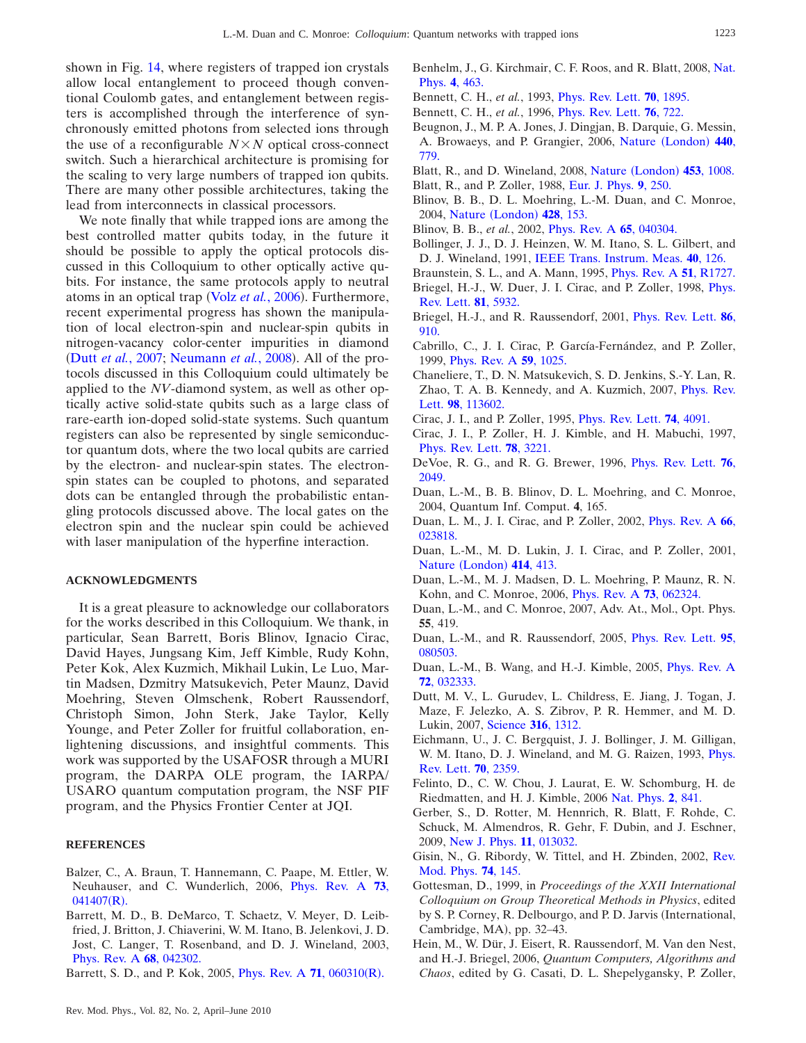shown in Fig. 14, where registers of trapped ion crystals allow local entanglement to proceed though conventional Coulomb gates, and entanglement between registers is accomplished through the interference of synchronously emitted photons from selected ions through the use of a reconfigurable $N \times N$ optical cross-connect switch. Such a hierarchical architecture is promising for the scaling to very large numbers of trapped ion qubits. There are many other possible architectures, taking the lead from interconnects in classical processors.

We note finally that while trapped ions are among the best controlled matter qubits today, in the future it should be possible to apply the optical protocols discussed in this Colloquium to other optically active qubits. For instance, the same protocols apply to neutral atoms in an optical trap (Volz *et al.*, 2006). Furthermore, recent experimental progress has shown the manipulation of local electron-spin and nuclear-spin qubits in nitrogen-vacancy color-center impurities in diamond (Dutt *et al.*, 2007; Neumann *et al.*, 2008). All of the protocols discussed in this Colloquium could ultimately be applied to the *NV*-diamond system, as well as other optically active solid-state qubits such as a large class of rare-earth ion-doped solid-state systems. Such quantum registers can also be represented by single semiconductor quantum dots, where the two local qubits are carried by the electron- and nuclear-spin states. The electron-spin states can be coupled to photons, and separated dots can be entangled through the probabilistic entangling protocols discussed above. The local gates on the electron spin and the nuclear spin could be achieved with laser manipulation of the hyperfine interaction.

## ACKNOWLEDGMENTS

It is a great pleasure to acknowledge our collaborators for the works described in this Colloquium. We thank, in particular, Sean Barrett, Boris Blinov, Ignacio Cirac, David Hayes, Jungsang Kim, Jeff Kimble, Rudy Kohn, Peter Kok, Alex Kuzmich, Mikhail Lukin, Le Luo, Martin Madsen, Dzmitry Matsukevich, Peter Maunz, David Moehring, Steven Olmschenk, Robert Raussendorf, Christoph Simon, John Sterk, Jake Taylor, Kelly Younge, and Peter Zoller for fruitful collaboration, enlightening discussions, and insightful comments. This work was supported by the USAFOSR through a MURI program, the DARPA OLE program, the IARPA/USARO quantum computation program, the NSF PIF program, and the Physics Frontier Center at JQI.

## REFERENCES

Balzer, C., A. Braun, T. Hannemann, C. Paape, M. Ettler, W. Neuhauser, and C. Wunderlich, 2006, Phys. Rev. A **73**, 041407(R).

Barrett, M. D., B. DeMarco, T. Schaetz, V. Meyer, D. Leibfried, J. Britton, J. Chiaverini, W. M. Itano, B. Jelenkovi, J. D. Jost, C. Langer, T. Rosenband, and D. J. Wineland, 2003, Phys. Rev. A **68**, 042302.

Barrett, S. D., and P. Kok, 2005, Phys. Rev. A **71**, 060310(R).

Benhelm, J., G. Kirchmair, C. F. Roos, and R. Blatt, 2008, Nat. Phys. **4**, 463.

Bennett, C. H., *et al.*, 1993, Phys. Rev. Lett. **70**, 1895.

Bennett, C. H., *et al.*, 1996, Phys. Rev. Lett. **76**, 722.

Beugnon, J., M. P. A. Jones, J. Dingjan, B. Darquie, G. Messin, A. Browaeys, and P. Grangier, 2006, Nature (London) **440**, 779.

Blatt, R., and D. Wineland, 2008, Nature (London) **453**, 1008.

Blatt, R., and P. Zoller, 1988, Eur. J. Phys. **9**, 250.

Blinov, B. B., D. L. Moehring, L.-M. Duan, and C. Monroe, 2004, Nature (London) **428**, 153.

Blinov, B. B., *et al.*, 2002, Phys. Rev. A **65**, 040304.

Bollinger, J. J., D. J. Heinzen, W. M. Itano, S. L. Gilbert, and D. J. Wineland, 1991, IEEE Trans. Instrum. Meas. **40**, 126.

Braunstein, S. L., and A. Mann, 1995, Phys. Rev. A **51**, R1727.

Briegel, H.-J., W. Duer, J. I. Cirac, and P. Zoller, 1998, Phys. Rev. Lett. **81**, 5932.

Briegel, H.-J., and R. Raussendorf, 2001, Phys. Rev. Lett. **86**, 910.

Cabrillo, C., J. I. Cirac, P. García-Fernández, and P. Zoller, 1999, Phys. Rev. A **59**, 1025.

Chaneliere, T., D. N. Matsukevich, S. D. Jenkins, S.-Y. Lan, R. Zhao, T. A. B. Kennedy, and A. Kuzmich, 2007, Phys. Rev. Lett. **98**, 113602.

Cirac, J. I., and P. Zoller, 1995, Phys. Rev. Lett. **74**, 4091.

Cirac, J. I., P. Zoller, H. J. Kimble, and H. Mabuchi, 1997, Phys. Rev. Lett. **78**, 3221.

DeVoe, R. G., and R. G. Brewer, 1996, Phys. Rev. Lett. **76**, 2049.

Duan, L.-M., B. B. Blinov, D. L. Moehring, and C. Monroe, 2004, Quantum Inf. Comput. **4**, 165.

Duan, L. M., J. I. Cirac, and P. Zoller, 2002, Phys. Rev. A **66**, 023818.

Duan, L.-M., M. D. Lukin, J. I. Cirac, and P. Zoller, 2001, Nature (London) **414**, 413.

Duan, L.-M., M. J. Madsen, D. L. Moehring, P. Maunz, R. N. Kohn, and C. Monroe, 2006, Phys. Rev. A **73**, 062324.

Duan, L.-M., and C. Monroe, 2007, Adv. At., Mol., Opt. Phys. **55**, 419.

Duan, L.-M., and R. Raussendorf, 2005, Phys. Rev. Lett. **95**, 080503.

Duan, L.-M., B. Wang, and H.-J. Kimble, 2005, Phys. Rev. A **72**, 032333.

Dutt, M. V., L. Gurudev, L. Childress, E. Jiang, J. Togan, J. Maze, F. Jelezko, A. S. Zibrov, P. R. Hemmer, and M. D. Lukin, 2007, Science **316**, 1312.

Eichmann, U., J. C. Bergquist, J. J. Bollinger, J. M. Gilligan, W. M. Itano, D. J. Wineland, and M. G. Raizen, 1993, Phys. Rev. Lett. **70**, 2359.

Felinto, D., C. W. Chou, J. Laurat, E. W. Schomburg, H. de Riedmatten, and H. J. Kimble, 2006 Nat. Phys. **2**, 841.

Gerber, S., D. Rotter, M. Hennrich, R. Blatt, F. Rohde, C. Schuck, M. Almendros, R. Gehr, F. Dubin, and J. Eschner, 2009, New J. Phys. **11**, 013032.

Gisin, N., G. Ribordy, W. Tittel, and H. Zbinden, 2002, Rev. Mod. Phys. **74**, 145.

Gottesman, D., 1999, in *Proceedings of the XXII International Colloquium on Group Theoretical Methods in Physics*, edited by S. P. Corney, R. Delbourgo, and P. D. Jarvis (International, Cambridge, MA), pp. 32–43.

Hein, M., W. Dür, J. Eisert, R. Raussendorf, M. Van den Nest, and H.-J. Briegel, 2006, *Quantum Computers, Algorithms and Chaos*, edited by G. Casati, D. L. Shepelygansky, P. Zoller,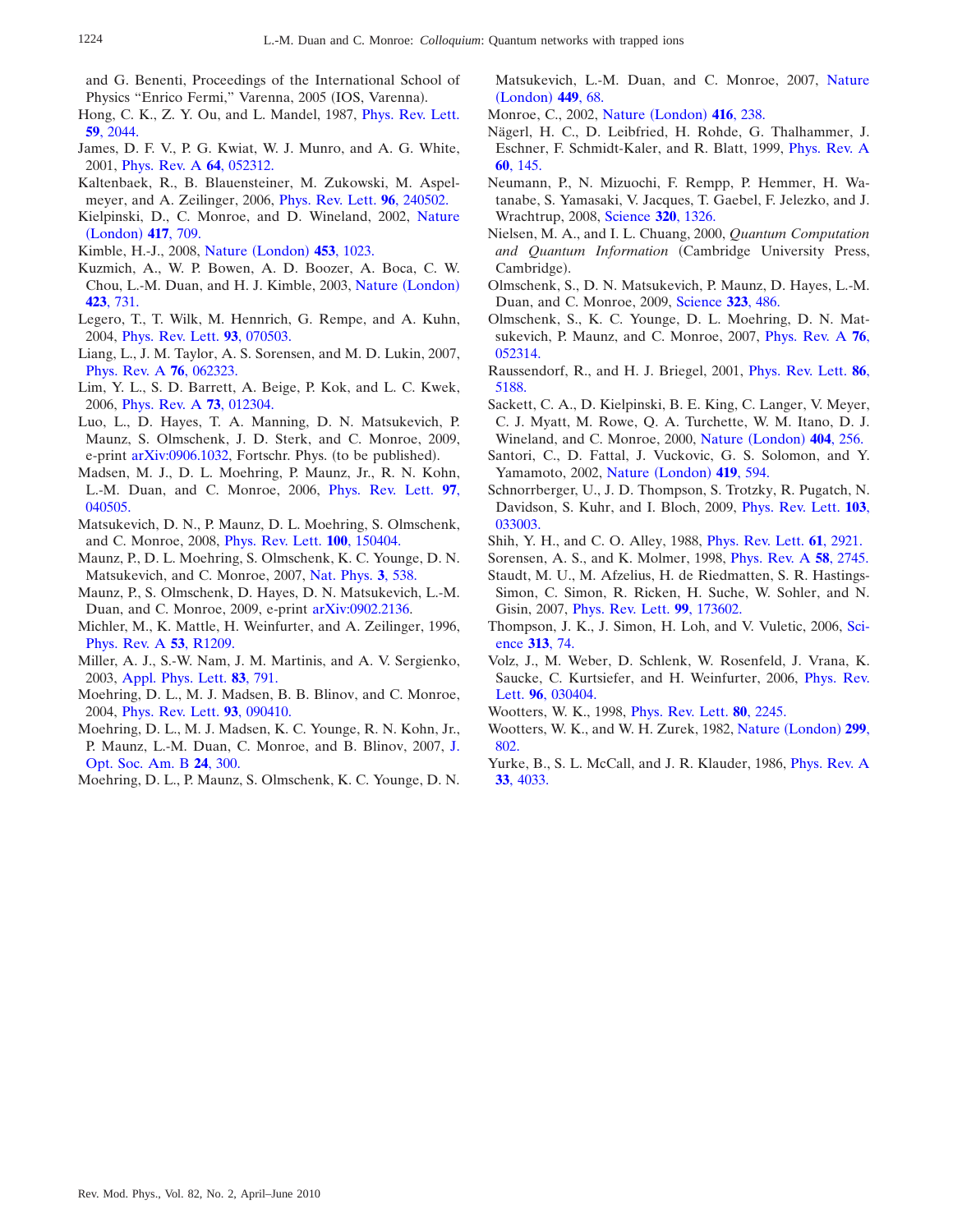and G. Benenti, Proceedings of the International School of Physics "Enrico Fermi," Varenna, 2005 (IOS, Varenna).

Hong, C. K., Z. Y. Ou, and L. Mandel, 1987, Phys. Rev. Lett. **59**, 2044.

James, D. F. V., P. G. Kwiat, W. J. Munro, and A. G. White, 2001, Phys. Rev. A **64**, 052312.

Kaltenbaek, R., B. Blauensteiner, M. Zukowski, M. Aspelmeyer, and A. Zeilinger, 2006, Phys. Rev. Lett. **96**, 240502.

Kielpinski, D., C. Monroe, and D. Wineland, 2002, Nature (London) **417**, 709.

Kimble, H.-J., 2008, Nature (London) **453**, 1023.

Kuzmich, A., W. P. Bowen, A. D. Boozer, A. Boca, C. W. Chou, L.-M. Duan, and H. J. Kimble, 2003, Nature (London) **423**, 731.

Legero, T., T. Wilk, M. Hennrich, G. Rempe, and A. Kuhn, 2004, Phys. Rev. Lett. **93**, 070503.

Liang, L., J. M. Taylor, A. S. Sorensen, and M. D. Lukin, 2007, Phys. Rev. A **76**, 062323.

Lim, Y. L., S. D. Barrett, A. Beige, P. Kok, and L. C. Kwek, 2006, Phys. Rev. A **73**, 012304.

Luo, L., D. Hayes, T. A. Manning, D. N. Matsukevich, P. Maunz, S. Olmschenk, J. D. Sterk, and C. Monroe, 2009, e-print arXiv:0906.1032, Fortschr. Phys. (to be published).

Madsen, M. J., D. L. Moehring, P. Maunz, Jr., R. N. Kohn, L.-M. Duan, and C. Monroe, 2006, Phys. Rev. Lett. **97**, 040505.

Matsukevich, D. N., P. Maunz, D. L. Moehring, S. Olmschenk, and C. Monroe, 2008, Phys. Rev. Lett. **100**, 150404.

Maunz, P., D. L. Moehring, S. Olmschenk, K. C. Younge, D. N. Matsukevich, and C. Monroe, 2007, Nat. Phys. **3**, 538.

Maunz, P., S. Olmschenk, D. Hayes, D. N. Matsukevich, L.-M. Duan, and C. Monroe, 2009, e-print arXiv:0902.2136.

Michler, M., K. Mattle, H. Weinfurter, and A. Zeilinger, 1996, Phys. Rev. A **53**, R1209.

Miller, A. J., S.-W. Nam, J. M. Martinis, and A. V. Sergienko, 2003, Appl. Phys. Lett. **83**, 791.

Moehring, D. L., M. J. Madsen, B. B. Blinov, and C. Monroe, 2004, Phys. Rev. Lett. **93**, 090410.

Moehring, D. L., M. J. Madsen, K. C. Younge, R. N. Kohn, Jr., P. Maunz, L.-M. Duan, C. Monroe, and B. Blinov, 2007, J. Opt. Soc. Am. B **24**, 300.

Moehring, D. L., P. Maunz, S. Olmschenk, K. C. Younge, D. N. Matsukevich, L.-M. Duan, and C. Monroe, 2007, Nature (London) **449**, 68.

Monroe, C., 2002, Nature (London) **416**, 238.

Nägerl, H. C., D. Leibfried, H. Rohde, G. Thalhammer, J. Eschner, F. Schmidt-Kaler, and R. Blatt, 1999, Phys. Rev. A **60**, 145.

Neumann, P., N. Mizuochi, F. Rempp, P. Hemmer, H. Watanabe, S. Yamasaki, V. Jacques, T. Gaebel, F. Jelezko, and J. Wrachtrup, 2008, Science **320**, 1326.

Nielsen, M. A., and I. L. Chuang, 2000, *Quantum Computation and Quantum Information* (Cambridge University Press, Cambridge).

Olmschenk, S., D. N. Matsukevich, P. Maunz, D. Hayes, L.-M. Duan, and C. Monroe, 2009, Science **323**, 486.

Olmschenk, S., K. C. Younge, D. L. Moehring, D. N. Matsukevich, P. Maunz, and C. Monroe, 2007, Phys. Rev. A **76**, 052314.

Raussendorf, R., and H. J. Briegel, 2001, Phys. Rev. Lett. **86**, 5188.

Sackett, C. A., D. Kielpinski, B. E. King, C. Langer, V. Meyer, C. J. Myatt, M. Rowe, Q. A. Turchette, W. M. Itano, D. J. Wineland, and C. Monroe, 2000, Nature (London) **404**, 256.

Santori, C., D. Fattal, J. Vuckovic, G. S. Solomon, and Y. Yamamoto, 2002, Nature (London) **419**, 594.

Schnorrberger, U., J. D. Thompson, S. Trotzky, R. Pugatch, N. Davidson, S. Kuhr, and I. Bloch, 2009, Phys. Rev. Lett. **103**, 033003.

Shih, Y. H., and C. O. Alley, 1988, Phys. Rev. Lett. **61**, 2921.

Sorensen, A. S., and K. Molmer, 1998, Phys. Rev. A **58**, 2745.

Staudt, M. U., M. Afzelius, H. de Riedmatten, S. R. Hastings-Simon, C. Simon, R. Ricken, H. Suche, W. Sohler, and N. Gisin, 2007, Phys. Rev. Lett. **99**, 173602.

Thompson, J. K., J. Simon, H. Loh, and V. Vuletic, 2006, Science **313**, 74.

Volz, J., M. Weber, D. Schlenk, W. Rosenfeld, J. Vrana, K. Saucke, C. Kurtsiefer, and H. Weinfurter, 2006, Phys. Rev. Lett. **96**, 030404.

Wootters, W. K., 1998, Phys. Rev. Lett. **80**, 2245.

Wootters, W. K., and W. H. Zurek, 1982, Nature (London) **299**, 802.

Yurke, B., S. L. McCall, and J. R. Klauder, 1986, Phys. Rev. A **33**, 4033.